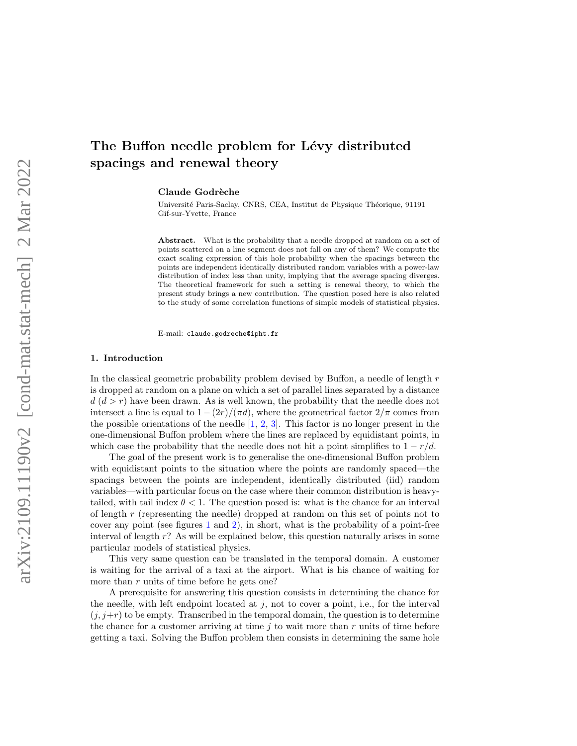# The Buffon needle problem for Lévy distributed spacings and renewal theory

**Claude Godrèche**

Université Paris-Saclay, CNRS, CEA, Institut de Physique Théorique, 91191 Gif-sur-Yvette, France

**Abstract.** What is the probability that a needle dropped at random on a set of points scattered on a line segment does not fall on any of them? We compute the exact scaling expression of this hole probability when the spacings between the points are independent identically distributed random variables with a power-law distribution of index less than unity, implying that the average spacing diverges. The theoretical framework for such a setting is renewal theory, to which the present study brings a new contribution. The question posed here is also related to the study of some correlation functions of simple models of statistical physics.

E-mail: `claude.godreche@ipht.fr`

## 1. Introduction

In the classical geometric probability problem devised by Buffon, a needle of length $r$ is dropped at random on a plane on which a set of parallel lines separated by a distance $d$ ($d > r$) have been drawn. As is well known, the probability that the needle does not intersect a line is equal to $1-(2r)/(\pi d)$, where the geometrical factor $2/\pi$ comes from the possible orientations of the needle [1, 2, 3]. This factor is no longer present in the one-dimensional Buffon problem where the lines are replaced by equidistant points, in which case the probability that the needle does not hit a point simplifies to $1 - r/d$.

The goal of the present work is to generalise the one-dimensional Buffon problem with equidistant points to the situation where the points are randomly spaced—the spacings between the points are independent, identically distributed (iid) random variables—with particular focus on the case where their common distribution is heavy-tailed, with tail index $\theta < 1$. The question posed is: what is the chance for an interval of length $r$ (representing the needle) dropped at random on this set of points not to cover any point (see figures 1 and 2), in short, what is the probability of a point-free interval of length $r$? As will be explained below, this question naturally arises in some particular models of statistical physics.

This very same question can be translated in the temporal domain. A customer is waiting for the arrival of a taxi at the airport. What is his chance of waiting for more than $r$ units of time before he gets one?

A prerequisite for answering this question consists in determining the chance for the needle, with left endpoint located at $j$, not to cover a point, i.e., for the interval $(j, j+r)$ to be empty. Transcribed in the temporal domain, the question is to determine the chance for a customer arriving at time $j$ to wait more than $r$ units of time before getting a taxi. Solving the Buffon problem then consists in determining the same hole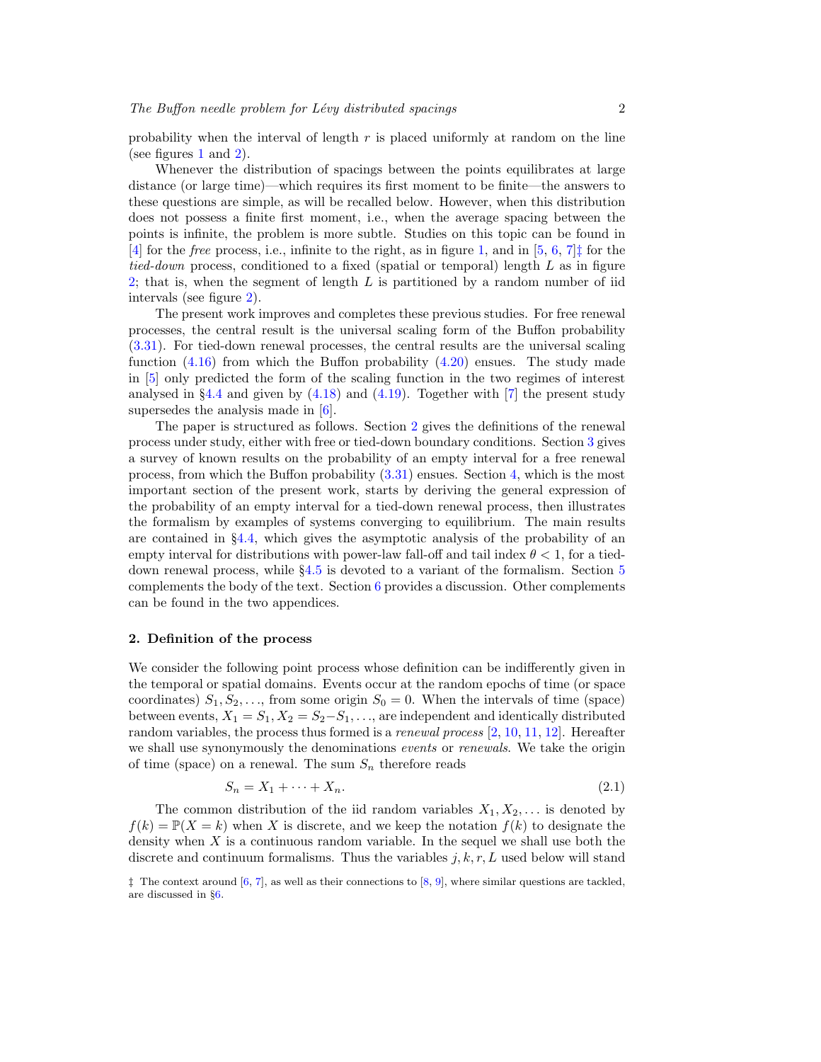probability when the interval of length $r$ is placed uniformly at random on the line (see figures 1 and 2).

Whenever the distribution of spacings between the points equilibrates at large distance (or large time)—which requires its first moment to be finite—the answers to these questions are simple, as will be recalled below. However, when this distribution does not possess a finite first moment, i.e., when the average spacing between the points is infinite, the problem is more subtle. Studies on this topic can be found in [4] for the *free* process, i.e., infinite to the right, as in figure 1, and in [5, 6, 7]‡ for the *tied-down* process, conditioned to a fixed (spatial or temporal) length $L$ as in figure 2; that is, when the segment of length $L$ is partitioned by a random number of iid intervals (see figure 2).

The present work improves and completes these previous studies. For free renewal processes, the central result is the universal scaling form of the Buffon probability (3.31). For tied-down renewal processes, the central results are the universal scaling function (4.16) from which the Buffon probability (4.20) ensues. The study made in [5] only predicted the form of the scaling function in the two regimes of interest analysed in §4.4 and given by (4.18) and (4.19). Together with [7] the present study supersedes the analysis made in [6].

The paper is structured as follows. Section 2 gives the definitions of the renewal process under study, either with free or tied-down boundary conditions. Section 3 gives a survey of known results on the probability of an empty interval for a free renewal process, from which the Buffon probability (3.31) ensues. Section 4, which is the most important section of the present work, starts by deriving the general expression of the probability of an empty interval for a tied-down renewal process, then illustrates the formalism by examples of systems converging to equilibrium. The main results are contained in §4.4, which gives the asymptotic analysis of the probability of an empty interval for distributions with power-law fall-off and tail index $\theta < 1$, for a tied-down renewal process, while §4.5 is devoted to a variant of the formalism. Section 5 complements the body of the text. Section 6 provides a discussion. Other complements can be found in the two appendices.

## 2. Definition of the process

We consider the following point process whose definition can be indifferently given in the temporal or spatial domains. Events occur at the random epochs of time (or space coordinates) $S_1, S_2, \ldots$, from some origin $S_0 = 0$. When the intervals of time (space) between events, $X_1 = S_1, X_2 = S_2 - S_1, \ldots$, are independent and identically distributed random variables, the process thus formed is a *renewal process* [2, 10, 11, 12]. Hereafter we shall use synonymously the denominations *events* or *renewals*. We take the origin of time (space) on a renewal. The sum $S_n$ therefore reads

$$S_n = X_1 + \cdots + X_n. \tag{2.1}$$

The common distribution of the iid random variables $X_1, X_2, \ldots$ is denoted by $f(k) = \mathbb{P}(X = k)$ when $X$ is discrete, and we keep the notation $f(k)$ to designate the density when $X$ is a continuous random variable. In the sequel we shall use both the discrete and continuum formalisms. Thus the variables $j, k, r, L$ used below will stand

‡ The context around [6, 7], as well as their connections to [8, 9], where similar questions are tackled, are discussed in §6.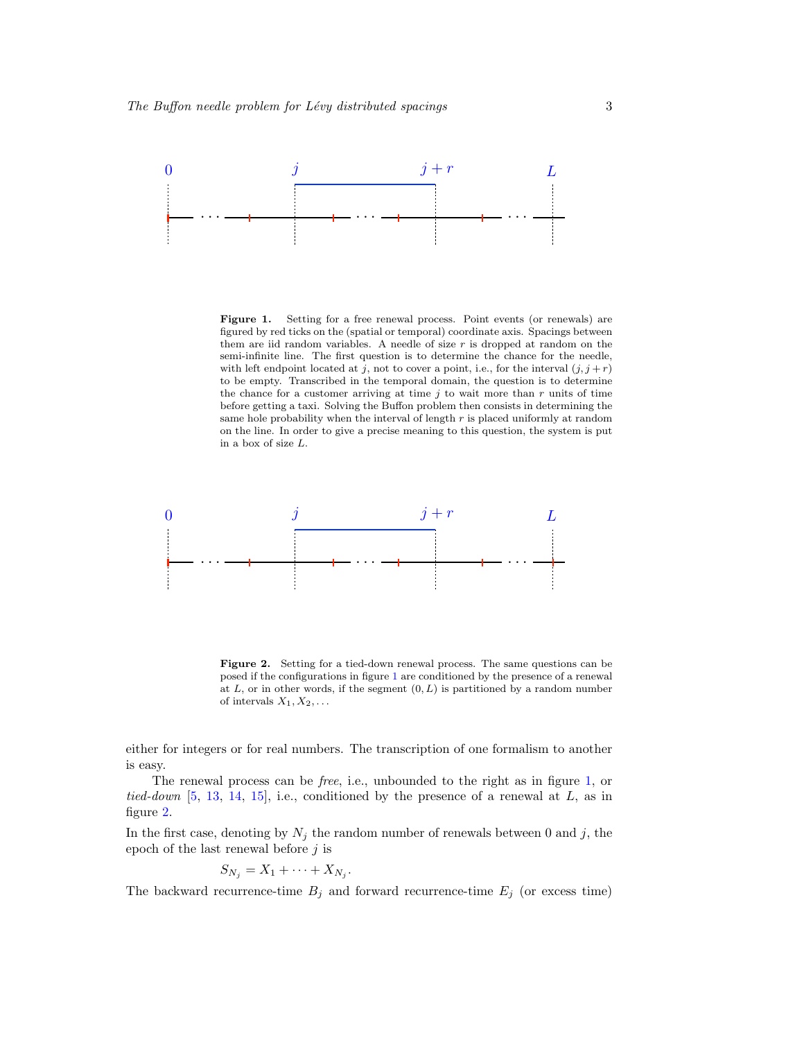**Figure 1.** Setting for a free renewal process. Point events (or renewals) are figured by red ticks on the (spatial or temporal) coordinate axis. Spacings between them are iid random variables. A needle of size $r$ is dropped at random on the semi-infinite line. The first question is to determine the chance for the needle, with left endpoint located at $j$, not to cover a point, i.e., for the interval $(j, j+r)$ to be empty. Transcribed in the temporal domain, the question is to determine the chance for a customer arriving at time $j$ to wait more than $r$ units of time before getting a taxi. Solving the Buffon problem then consists in determining the same hole probability when the interval of length $r$ is placed uniformly at random on the line. In order to give a precise meaning to this question, the system is put in a box of size $L$.

**Figure 2.** Setting for a tied-down renewal process. The same questions can be posed if the configurations in figure 1 are conditioned by the presence of a renewal at $L$, or in other words, if the segment $(0, L)$ is partitioned by a random number of intervals $X_1, X_2, \ldots$

either for integers or for real numbers. The transcription of one formalism to another is easy.

The renewal process can be *free*, i.e., unbounded to the right as in figure 1, or *tied-down* [5, 13, 14, 15], i.e., conditioned by the presence of a renewal at $L$, as in figure 2.

In the first case, denoting by $N_j$ the random number of renewals between 0 and $j$, the epoch of the last renewal before $j$ is

$$S_{N_j} = X_1 + \cdots + X_{N_j}.$$

The backward recurrence-time $B_j$ and forward recurrence-time $E_j$ (or excess time)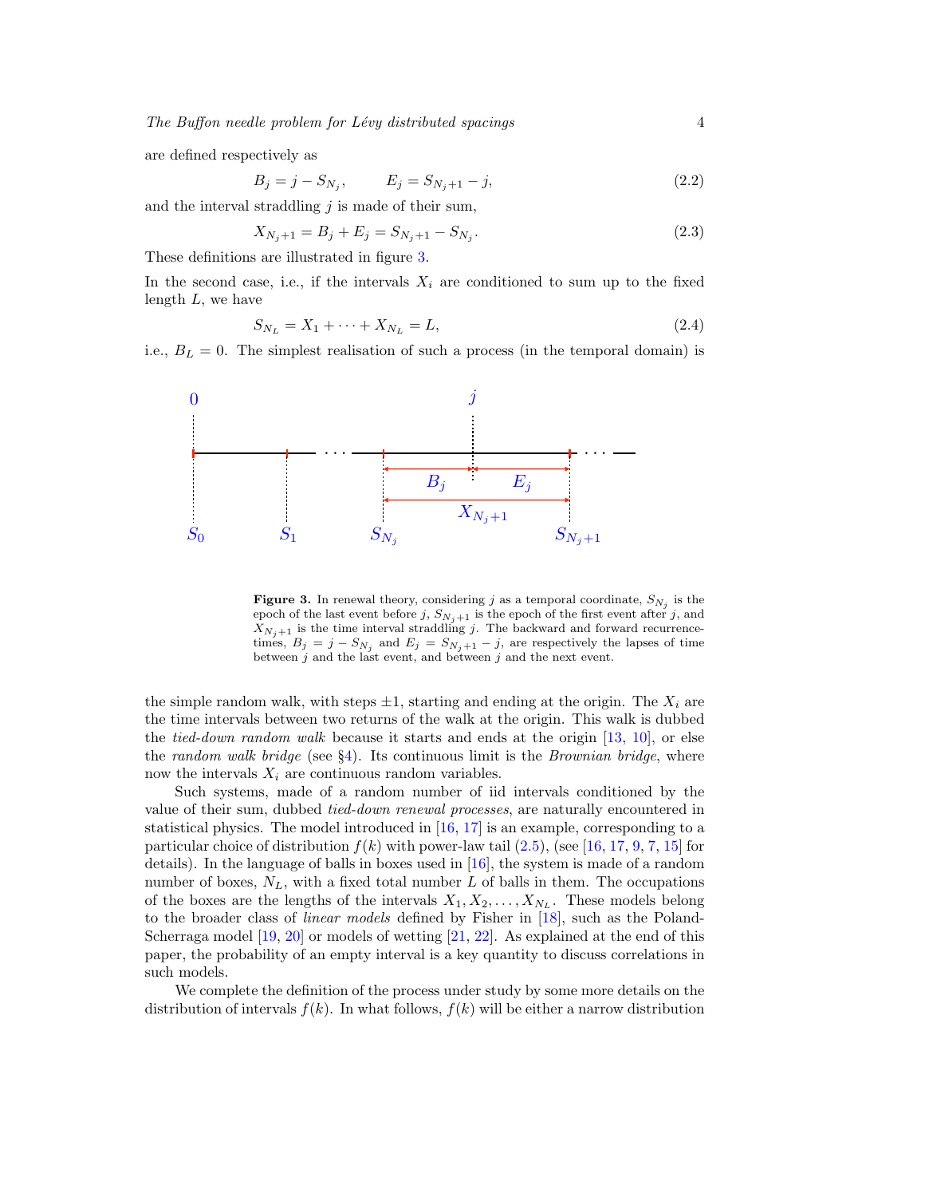are defined respectively as

$$B_j = j - S_{N_j}, \qquad E_j = S_{N_j+1} - j, \tag{2.2}$$

and the interval straddling $j$ is made of their sum,

$$X_{N_j+1} = B_j + E_j = S_{N_j+1} - S_{N_j}. \tag{2.3}$$

These definitions are illustrated in figure 3.

In the second case, i.e., if the intervals $X_i$ are conditioned to sum up to the fixed length $L$, we have

$$S_{N_L} = X_1 + \cdots + X_{N_L} = L, \tag{2.4}$$

i.e., $B_L = 0$. The simplest realisation of such a process (in the temporal domain) is

**Figure 3.** In renewal theory, considering $j$ as a temporal coordinate, $S_{N_j}$ is the epoch of the last event before $j$, $S_{N_j+1}$ is the epoch of the first event after $j$, and $X_{N_j+1}$ is the time interval straddling $j$. The backward and forward recurrence-times, $B_j = j - S_{N_j}$ and $E_j = S_{N_j+1} - j$, are respectively the lapses of time between $j$ and the last event, and between $j$ and the next event.

the simple random walk, with steps $\pm 1$, starting and ending at the origin. The $X_i$ are the time intervals between two returns of the walk at the origin. This walk is dubbed the *tied-down random walk* because it starts and ends at the origin [13, 10], or else the *random walk bridge* (see §4). Its continuous limit is the *Brownian bridge*, where now the intervals $X_i$ are continuous random variables.

Such systems, made of a random number of iid intervals conditioned by the value of their sum, dubbed *tied-down renewal processes*, are naturally encountered in statistical physics. The model introduced in [16, 17] is an example, corresponding to a particular choice of distribution $f(k)$ with power-law tail (2.5), (see [16, 17, 9, 7, 15] for details). In the language of balls in boxes used in [16], the system is made of a random number of boxes, $N_L$, with a fixed total number $L$ of balls in them. The occupations of the boxes are the lengths of the intervals $X_1, X_2, \ldots, X_{N_L}$. These models belong to the broader class of *linear models* defined by Fisher in [18], such as the Poland-Scherraga model [19, 20] or models of wetting [21, 22]. As explained at the end of this paper, the probability of an empty interval is a key quantity to discuss correlations in such models.

We complete the definition of the process under study by some more details on the distribution of intervals $f(k)$. In what follows, $f(k)$ will be either a narrow distribution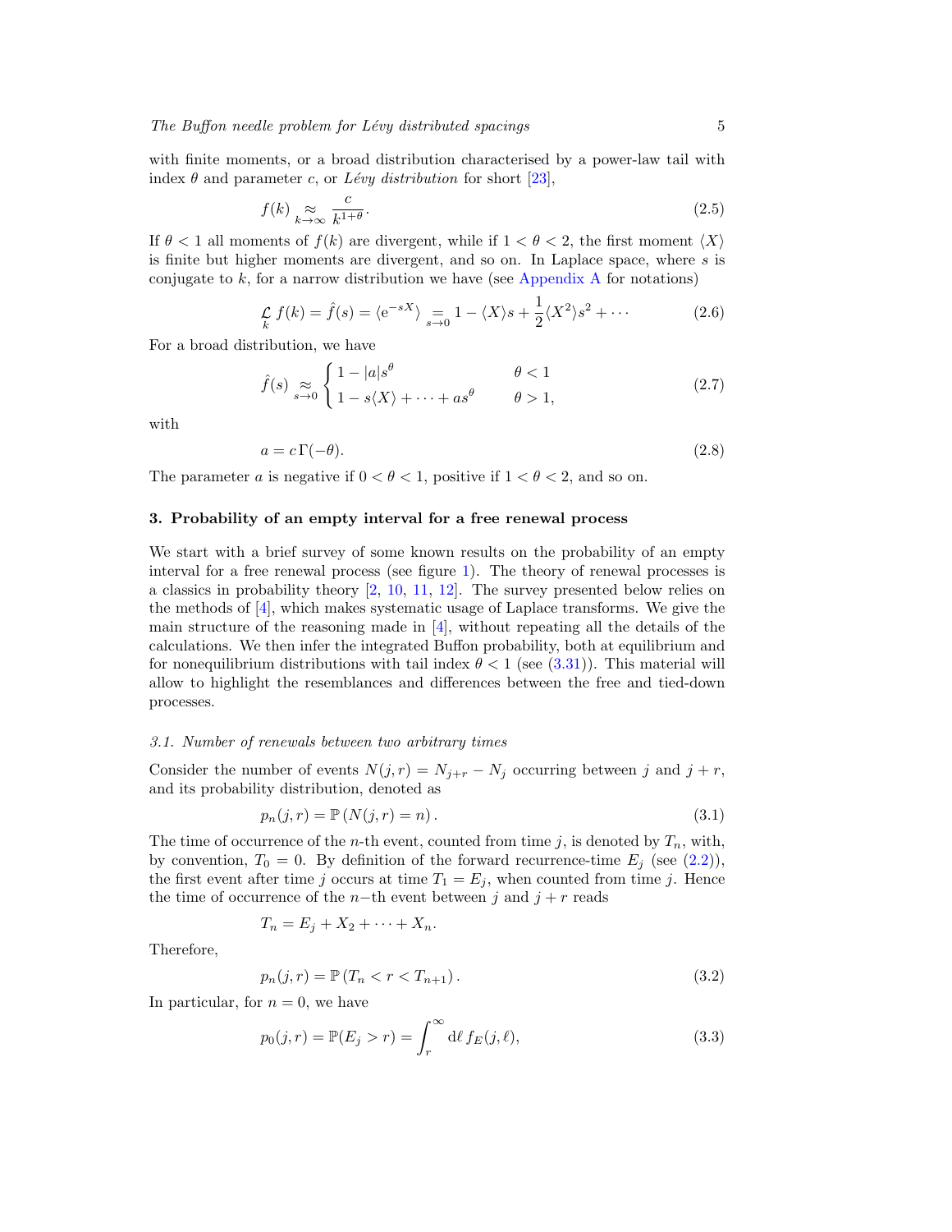with finite moments, or a broad distribution characterised by a power-law tail with index $\theta$ and parameter $c$, or *Lévy distribution* for short [23],

$$f(k) \underset{k\to\infty}{\approx} \frac{c}{k^{1+\theta}}. \tag{2.5}$$

If $\theta < 1$ all moments of $f(k)$ are divergent, while if $1 < \theta < 2$, the first moment $\langle X\rangle$ is finite but higher moments are divergent, and so on. In Laplace space, where $s$ is conjugate to $k$, for a narrow distribution we have (see Appendix A for notations)

$$\underset{k}{\mathcal{L}}\, f(k) = \hat{f}(s) = \langle \mathrm{e}^{-sX}\rangle \underset{s\to 0}{=} 1 - \langle X\rangle s + \frac{1}{2}\langle X^2\rangle s^2 + \cdots \tag{2.6}$$

For a broad distribution, we have

$$\hat{f}(s) \underset{s\to 0}{\approx} \begin{cases} 1 - |a| s^{\theta} & \theta < 1 \\ 1 - s\langle X\rangle + \cdots + a s^{\theta} & \theta > 1, \end{cases} \tag{2.7}$$

with

$$a = c\,\Gamma(-\theta). \tag{2.8}$$

The parameter $a$ is negative if $0 < \theta < 1$, positive if $1 < \theta < 2$, and so on.

## 3. Probability of an empty interval for a free renewal process

We start with a brief survey of some known results on the probability of an empty interval for a free renewal process (see figure 1). The theory of renewal processes is a classics in probability theory [2, 10, 11, 12]. The survey presented below relies on the methods of [4], which makes systematic usage of Laplace transforms. We give the main structure of the reasoning made in [4], without repeating all the details of the calculations. We then infer the integrated Buffon probability, both at equilibrium and for nonequilibrium distributions with tail index $\theta < 1$ (see (3.31)). This material will allow to highlight the resemblances and differences between the free and tied-down processes.

### *3.1. Number of renewals between two arbitrary times*

Consider the number of events $N(j,r) = N_{j+r} - N_j$ occurring between $j$ and $j+r$, and its probability distribution, denoted as

$$p_n(j,r) = \mathbb{P}\left(N(j,r) = n\right). \tag{3.1}$$

The time of occurrence of the $n$-th event, counted from time $j$, is denoted by $T_n$, with, by convention, $T_0 = 0$. By definition of the forward recurrence-time $E_j$ (see (2.2)), the first event after time $j$ occurs at time $T_1 = E_j$, when counted from time $j$. Hence the time of occurrence of the $n-$th event between $j$ and $j+r$ reads

$$T_n = E_j + X_2 + \cdots + X_n.$$

Therefore,

$$p_n(j,r) = \mathbb{P}\left(T_n < r < T_{n+1}\right). \tag{3.2}$$

In particular, for $n = 0$, we have

$$p_0(j,r) = \mathbb{P}(E_j > r) = \int_r^{\infty} \mathrm{d}\ell\, f_E(j,\ell), \tag{3.3}$$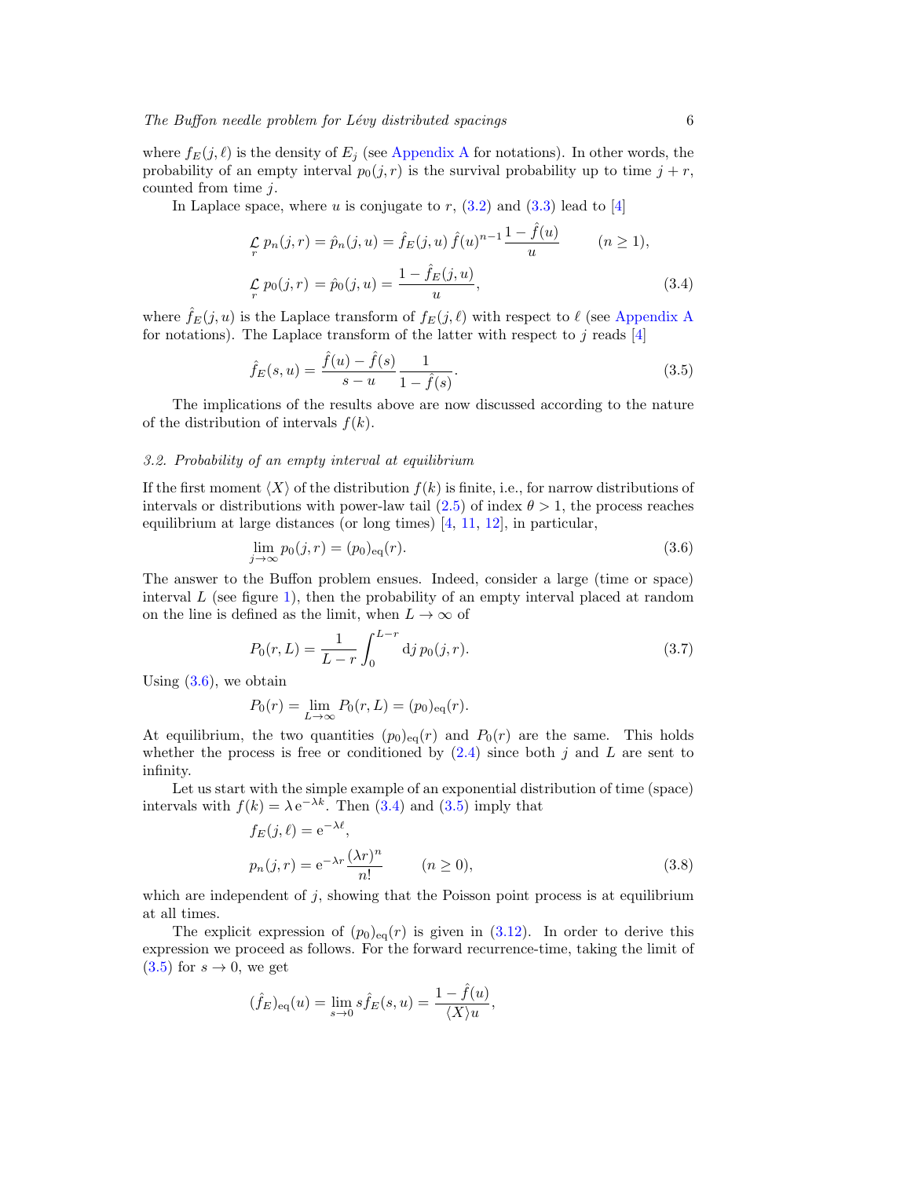where $f_E(j,\ell)$ is the density of $E_j$ (see Appendix A for notations). In other words, the probability of an empty interval $p_0(j,r)$ is the survival probability up to time $j+r$, counted from time $j$.

In Laplace space, where $u$ is conjugate to $r$, (3.2) and (3.3) lead to [4]

$$
\begin{aligned}
&\mathop{\mathcal{L}}_{r}\, p_n(j,r) = \hat{p}_n(j,u) = \hat{f}_E(j,u)\, \hat{f}(u)^{n-1}\, \frac{1-\hat{f}(u)}{u} \qquad (n \ge 1),\\
&\mathop{\mathcal{L}}_{r}\, p_0(j,r) = \hat{p}_0(j,u) = \frac{1-\hat{f}_E(j,u)}{u},
\end{aligned}
\tag{3.4}
$$

where $\hat{f}_E(j,u)$ is the Laplace transform of $f_E(j,\ell)$ with respect to $\ell$ (see Appendix A for notations). The Laplace transform of the latter with respect to $j$ reads [4]

$$
\hat{f}_E(s,u) = \frac{\hat{f}(u)-\hat{f}(s)}{s-u}\,\frac{1}{1-\hat{f}(s)}. \tag{3.5}
$$

The implications of the results above are now discussed according to the nature of the distribution of intervals $f(k)$.

### 3.2. Probability of an empty interval at equilibrium

If the first moment $\langle X\rangle$ of the distribution $f(k)$ is finite, i.e., for narrow distributions of intervals or distributions with power-law tail (2.5) of index $\theta > 1$, the process reaches equilibrium at large distances (or long times) [4, 11, 12], in particular,

$$
\lim_{j\to\infty} p_0(j,r) = (p_0)_{\rm eq}(r). \tag{3.6}
$$

The answer to the Buffon problem ensues. Indeed, consider a large (time or space) interval $L$ (see figure 1), then the probability of an empty interval placed at random on the line is defined as the limit, when $L\to\infty$ of

$$
P_0(r,L) = \frac{1}{L-r}\int_0^{L-r} \mathrm{d}j\, p_0(j,r). \tag{3.7}
$$

Using (3.6), we obtain

$$
P_0(r) = \lim_{L\to\infty} P_0(r,L) = (p_0)_{\rm eq}(r).
$$

At equilibrium, the two quantities $(p_0)_{\rm eq}(r)$ and $P_0(r)$ are the same. This holds whether the process is free or conditioned by (2.4) since both $j$ and $L$ are sent to infinity.

Let us start with the simple example of an exponential distribution of time (space) intervals with $f(k) = \lambda\, \mathrm{e}^{-\lambda k}$. Then (3.4) and (3.5) imply that

$$
\begin{aligned}
&f_E(j,\ell) = \mathrm{e}^{-\lambda\ell},\\
&p_n(j,r) = \mathrm{e}^{-\lambda r}\,\frac{(\lambda r)^n}{n!} \qquad (n \ge 0),
\end{aligned}
\tag{3.8}
$$

which are independent of $j$, showing that the Poisson point process is at equilibrium at all times.

The explicit expression of $(p_0)_{\rm eq}(r)$ is given in (3.12). In order to derive this expression we proceed as follows. For the forward recurrence-time, taking the limit of (3.5) for $s\to 0$, we get

$$
(\hat{f}_E)_{\rm eq}(u) = \lim_{s\to 0} s\hat{f}_E(s,u) = \frac{1-\hat{f}(u)}{\langle X\rangle u},
$$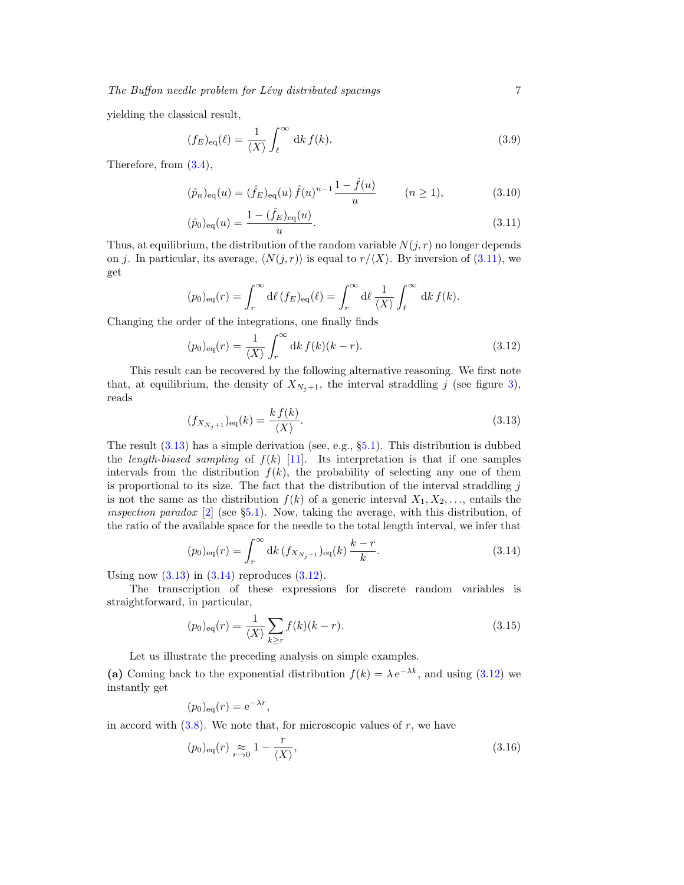yielding the classical result,

$$(f_E)_{\rm eq}(\ell) = \frac{1}{\langle X\rangle}\int_\ell^\infty {\rm d}k\, f(k). \tag{3.9}$$

Therefore, from (3.4),

$$(\hat{p}_n)_{\rm eq}(u) = (\hat{f}_E)_{\rm eq}(u)\,\hat{f}(u)^{n-1}\,\frac{1-\hat{f}(u)}{u} \qquad (n \ge 1), \tag{3.10}$$

$$(\hat{p}_0)_{\rm eq}(u) = \frac{1-(\hat{f}_E)_{\rm eq}(u)}{u}. \tag{3.11}$$

Thus, at equilibrium, the distribution of the random variable $N(j,r)$ no longer depends on $j$. In particular, its average, $\langle N(j,r)\rangle$ is equal to $r/\langle X\rangle$. By inversion of (3.11), we get

$$(p_0)_{\rm eq}(r) = \int_r^\infty {\rm d}\ell\,(f_E)_{\rm eq}(\ell) = \int_r^\infty {\rm d}\ell\,\frac{1}{\langle X\rangle}\int_\ell^\infty {\rm d}k\, f(k).$$

Changing the order of the integrations, one finally finds

$$(p_0)_{\rm eq}(r) = \frac{1}{\langle X\rangle}\int_r^\infty {\rm d}k\, f(k)(k-r). \tag{3.12}$$

This result can be recovered by the following alternative reasoning. We first note that, at equilibrium, the density of $X_{N_j+1}$, the interval straddling $j$ (see figure 3), reads

$$(f_{X_{N_j+1}})_{\rm eq}(k) = \frac{k\,f(k)}{\langle X\rangle}. \tag{3.13}$$

The result (3.13) has a simple derivation (see, e.g., §5.1). This distribution is dubbed the *length-biased sampling* of $f(k)$ [11]. Its interpretation is that if one samples intervals from the distribution $f(k)$, the probability of selecting any one of them is proportional to its size. The fact that the distribution of the interval straddling $j$ is not the same as the distribution $f(k)$ of a generic interval $X_1, X_2, \ldots$, entails the *inspection paradox* [2] (see §5.1). Now, taking the average, with this distribution, of the ratio of the available space for the needle to the total length interval, we infer that

$$(p_0)_{\rm eq}(r) = \int_r^\infty {\rm d}k\,(f_{X_{N_j+1}})_{\rm eq}(k)\,\frac{k-r}{k}. \tag{3.14}$$

Using now (3.13) in (3.14) reproduces (3.12).

The transcription of these expressions for discrete random variables is straightforward, in particular,

$$(p_0)_{\rm eq}(r) = \frac{1}{\langle X\rangle}\sum_{k\ge r} f(k)(k-r). \tag{3.15}$$

Let us illustrate the preceding analysis on simple examples.

**(a)** Coming back to the exponential distribution $f(k) = \lambda\,{\rm e}^{-\lambda k}$, and using (3.12) we instantly get

$$(p_0)_{\rm eq}(r) = {\rm e}^{-\lambda r},$$

in accord with (3.8). We note that, for microscopic values of $r$, we have

$$(p_0)_{\rm eq}(r) \underset{r\to 0}{\approx} 1 - \frac{r}{\langle X\rangle}, \tag{3.16}$$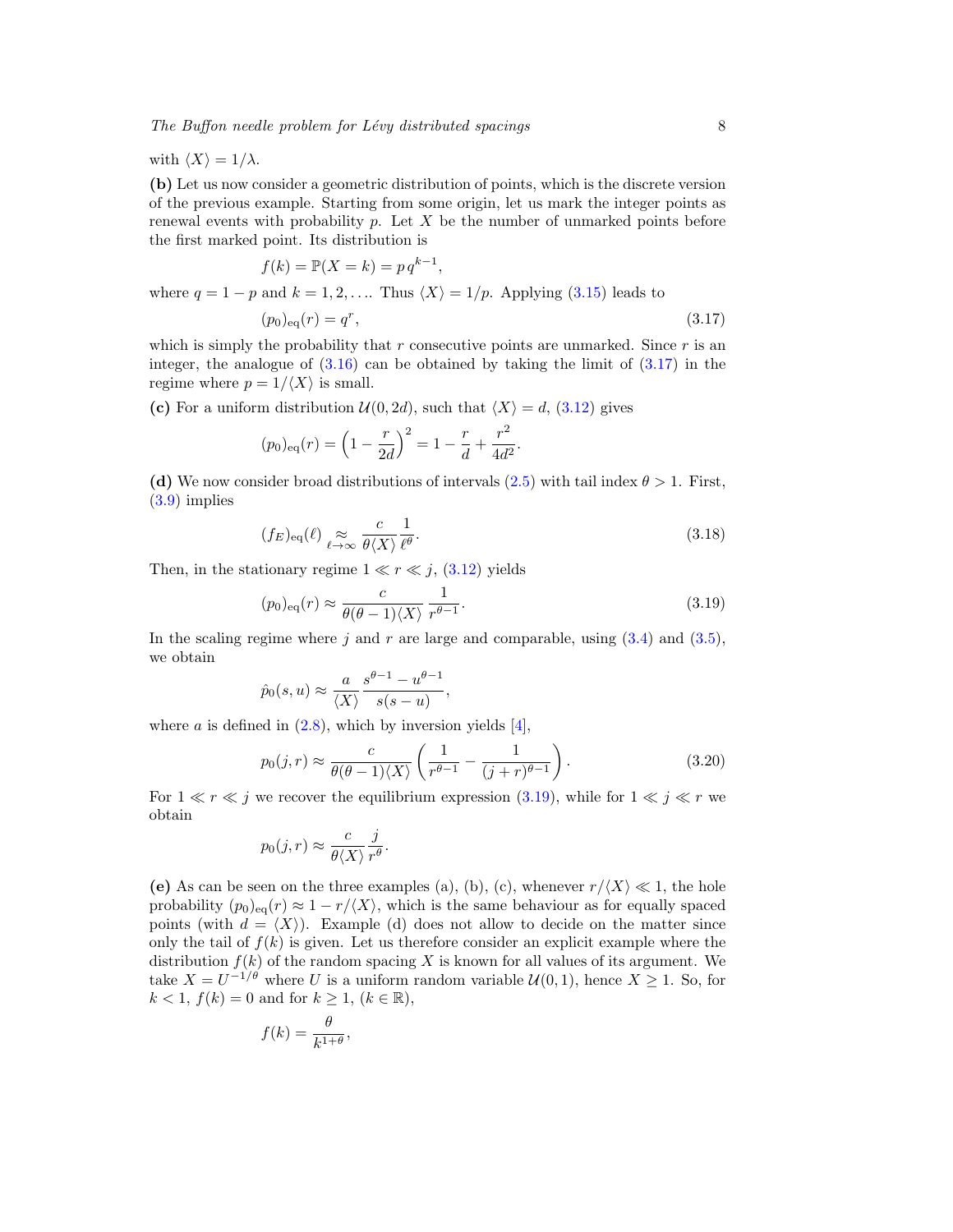with $\langle X \rangle = 1/\lambda$.

**(b)** Let us now consider a geometric distribution of points, which is the discrete version of the previous example. Starting from some origin, let us mark the integer points as renewal events with probability $p$. Let $X$ be the number of unmarked points before the first marked point. Its distribution is

$$f(k) = \mathbb{P}(X = k) = p\, q^{k-1},$$

where $q = 1 - p$ and $k = 1, 2, \ldots$. Thus $\langle X \rangle = 1/p$. Applying (3.15) leads to

$$(p_0)_{\rm eq}(r) = q^r, \tag{3.17}$$

which is simply the probability that $r$ consecutive points are unmarked. Since $r$ is an integer, the analogue of (3.16) can be obtained by taking the limit of (3.17) in the regime where $p = 1/\langle X \rangle$ is small.

**(c)** For a uniform distribution $\mathcal{U}(0, 2d)$, such that $\langle X \rangle = d$, (3.12) gives

$$(p_0)_{\rm eq}(r) = \left(1 - \frac{r}{2d}\right)^2 = 1 - \frac{r}{d} + \frac{r^2}{4d^2}.$$

**(d)** We now consider broad distributions of intervals (2.5) with tail index $\theta > 1$. First, (3.9) implies

$$(f_E)_{\rm eq}(\ell) \underset{\ell \to \infty}{\approx} \frac{c}{\theta \langle X \rangle} \frac{1}{\ell^\theta}. \tag{3.18}$$

Then, in the stationary regime $1 \ll r \ll j$, (3.12) yields

$$(p_0)_{\rm eq}(r) \approx \frac{c}{\theta(\theta - 1)\langle X \rangle} \frac{1}{r^{\theta - 1}}. \tag{3.19}$$

In the scaling regime where $j$ and $r$ are large and comparable, using (3.4) and (3.5), we obtain

$$\hat{p}_0(s, u) \approx \frac{a}{\langle X \rangle} \frac{s^{\theta-1} - u^{\theta-1}}{s(s - u)},$$

where $a$ is defined in (2.8), which by inversion yields [4],

$$p_0(j, r) \approx \frac{c}{\theta(\theta - 1)\langle X \rangle} \left( \frac{1}{r^{\theta-1}} - \frac{1}{(j + r)^{\theta-1}} \right). \tag{3.20}$$

For $1 \ll r \ll j$ we recover the equilibrium expression (3.19), while for $1 \ll j \ll r$ we obtain

$$p_0(j, r) \approx \frac{c}{\theta \langle X \rangle} \frac{j}{r^\theta}.$$

**(e)** As can be seen on the three examples (a), (b), (c), whenever $r/\langle X \rangle \ll 1$, the hole probability $(p_0)_{\rm eq}(r) \approx 1 - r/\langle X \rangle$, which is the same behaviour as for equally spaced points (with $d = \langle X \rangle$). Example (d) does not allow to decide on the matter since only the tail of $f(k)$ is given. Let us therefore consider an explicit example where the distribution $f(k)$ of the random spacing $X$ is known for all values of its argument. We take $X = U^{-1/\theta}$ where $U$ is a uniform random variable $\mathcal{U}(0, 1)$, hence $X \ge 1$. So, for $k < 1$, $f(k) = 0$ and for $k \ge 1$, ($k \in \mathbb{R}$),

$$f(k) = \frac{\theta}{k^{1+\theta}},$$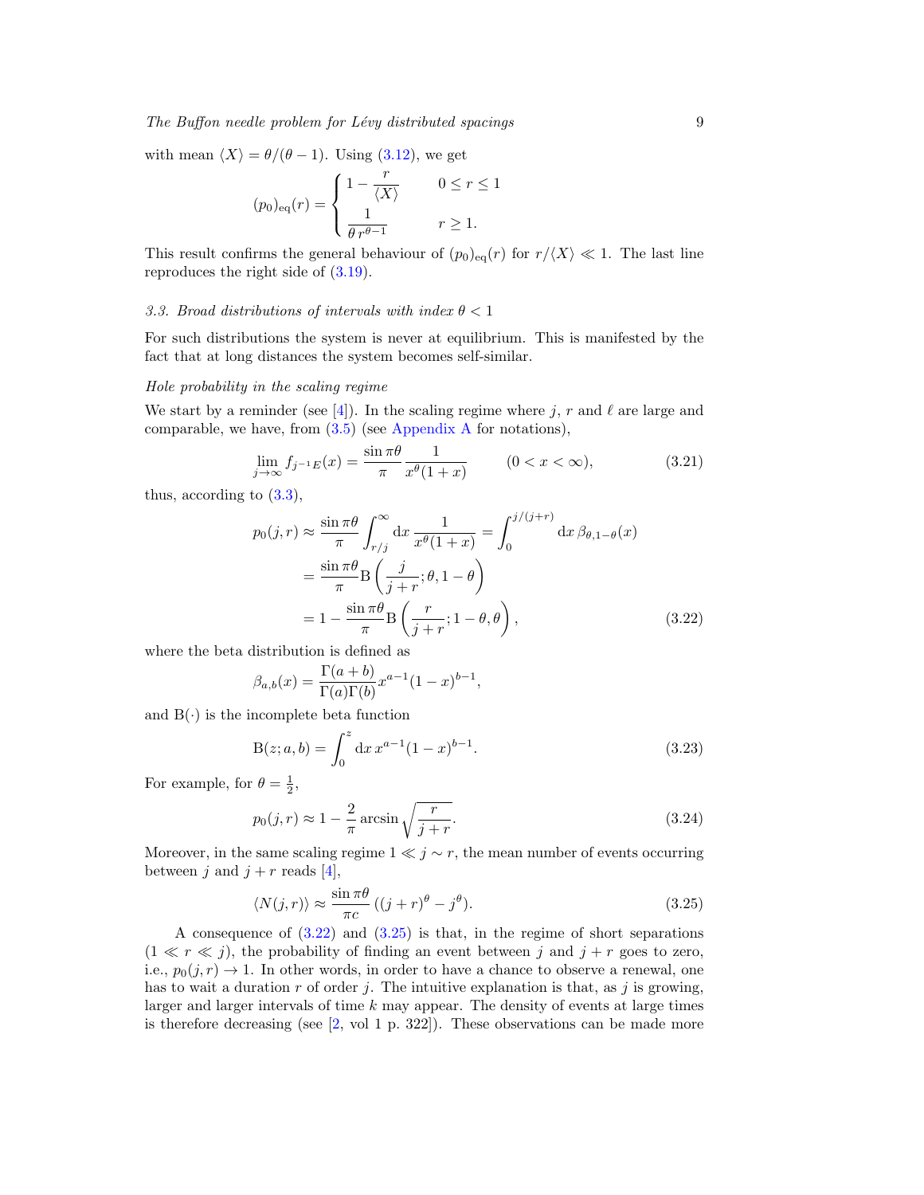with mean $\langle X\rangle = \theta/(\theta-1)$. Using (3.12), we get

$$(p_0)_{\rm eq}(r) = \begin{cases} 1 - \dfrac{r}{\langle X\rangle} & 0 \le r \le 1 \\ \dfrac{1}{\theta\, r^{\theta-1}} & r \ge 1. \end{cases}$$

This result confirms the general behaviour of $(p_0)_{\rm eq}(r)$ for $r/\langle X\rangle \ll 1$. The last line reproduces the right side of (3.19).

### 3.3. Broad distributions of intervals with index $\theta < 1$

For such distributions the system is never at equilibrium. This is manifested by the fact that at long distances the system becomes self-similar.

*Hole probability in the scaling regime*

We start by a reminder (see [4]). In the scaling regime where $j$, $r$ and $\ell$ are large and comparable, we have, from (3.5) (see Appendix A for notations),

$$\lim_{j\to\infty} f_{j^{-1}E}(x) = \frac{\sin \pi\theta}{\pi}\frac{1}{x^{\theta}(1+x)} \qquad (0 < x < \infty), \tag{3.21}$$

thus, according to (3.3),

$$\begin{aligned} p_0(j,r) &\approx \frac{\sin \pi\theta}{\pi}\int_{r/j}^{\infty} \mathrm{d}x\, \frac{1}{x^{\theta}(1+x)} = \int_0^{j/(j+r)} \mathrm{d}x\, \beta_{\theta,1-\theta}(x) \\ &= \frac{\sin \pi\theta}{\pi}\mathrm{B}\left(\frac{j}{j+r};\theta,1-\theta\right) \\ &= 1 - \frac{\sin \pi\theta}{\pi}\mathrm{B}\left(\frac{r}{j+r};1-\theta,\theta\right), \end{aligned} \tag{3.22}$$

where the beta distribution is defined as

$$\beta_{a,b}(x) = \frac{\Gamma(a+b)}{\Gamma(a)\Gamma(b)}x^{a-1}(1-x)^{b-1},$$

and $\mathrm{B}(\cdot)$ is the incomplete beta function

$$\mathrm{B}(z;a,b) = \int_0^z \mathrm{d}x\, x^{a-1}(1-x)^{b-1}. \tag{3.23}$$

For example, for $\theta = \frac{1}{2}$,

$$p_0(j,r) \approx 1 - \frac{2}{\pi}\arcsin\sqrt{\frac{r}{j+r}}. \tag{3.24}$$

Moreover, in the same scaling regime $1 \ll j \sim r$, the mean number of events occurring between $j$ and $j+r$ reads [4],

$$\langle N(j,r)\rangle \approx \frac{\sin \pi\theta}{\pi c}\left((j+r)^{\theta} - j^{\theta}\right). \tag{3.25}$$

A consequence of (3.22) and (3.25) is that, in the regime of short separations $(1 \ll r \ll j)$, the probability of finding an event between $j$ and $j+r$ goes to zero, i.e., $p_0(j,r) \to 1$. In other words, in order to have a chance to observe a renewal, one has to wait a duration $r$ of order $j$. The intuitive explanation is that, as $j$ is growing, larger and larger intervals of time $k$ may appear. The density of events at large times is therefore decreasing (see [2, vol 1 p. 322]). These observations can be made more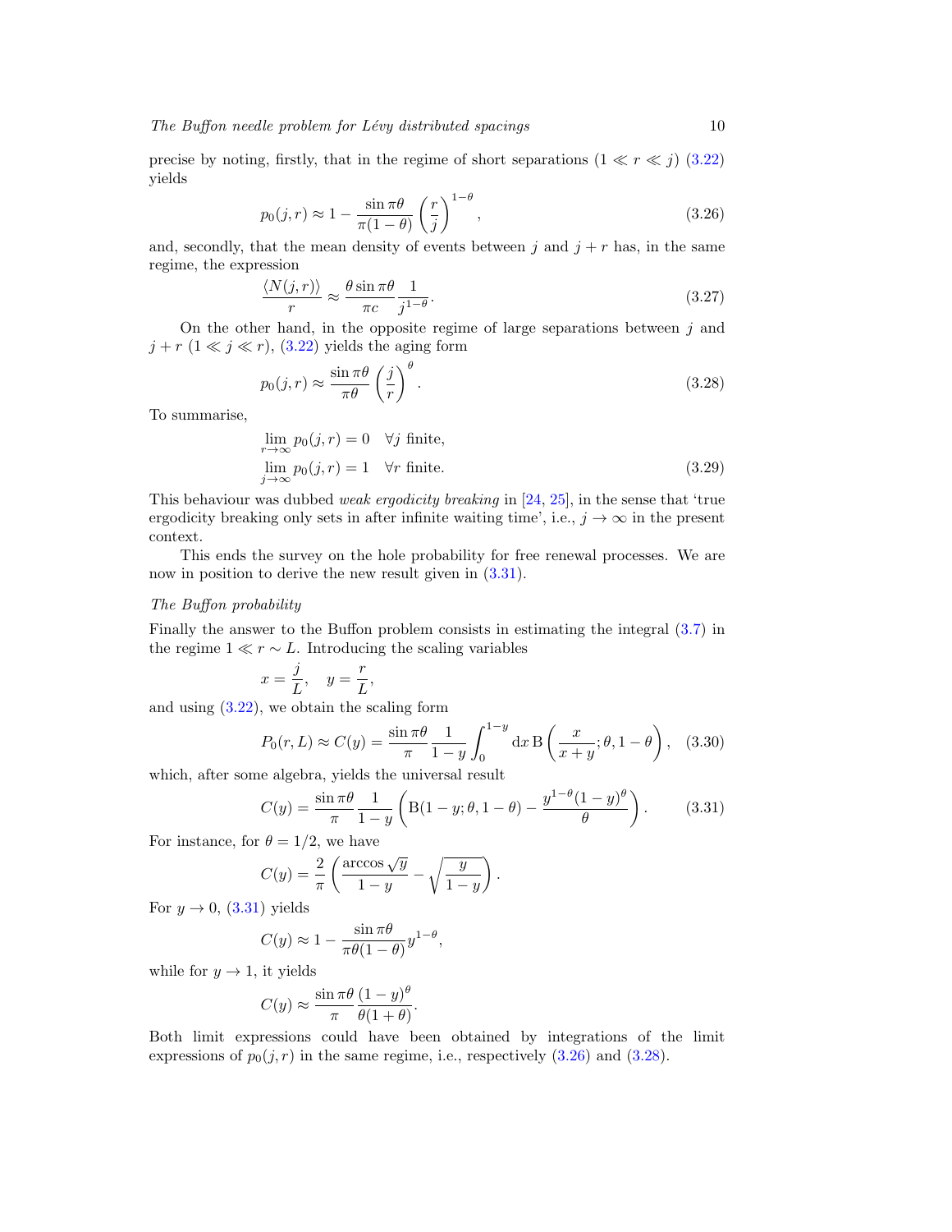precise by noting, firstly, that in the regime of short separations ($1 \ll r \ll j$) (3.22) yields

$$p_0(j,r) \approx 1 - \frac{\sin \pi\theta}{\pi(1-\theta)} \left(\frac{r}{j}\right)^{1-\theta}, \tag{3.26}$$

and, secondly, that the mean density of events between $j$ and $j+r$ has, in the same regime, the expression

$$\frac{\langle N(j,r)\rangle}{r} \approx \frac{\theta \sin \pi\theta}{\pi c} \frac{1}{j^{1-\theta}}. \tag{3.27}$$

On the other hand, in the opposite regime of large separations between $j$ and $j+r$ ($1 \ll j \ll r$), (3.22) yields the aging form

$$p_0(j,r) \approx \frac{\sin \pi\theta}{\pi\theta} \left(\frac{j}{r}\right)^{\theta}. \tag{3.28}$$

To summarise,

$$\lim_{r\to\infty} p_0(j,r) = 0 \quad \forall j \text{ finite},$$
$$\lim_{j\to\infty} p_0(j,r) = 1 \quad \forall r \text{ finite}. \tag{3.29}$$

This behaviour was dubbed *weak ergodicity breaking* in [24, 25], in the sense that 'true ergodicity breaking only sets in after infinite waiting time', i.e., $j \to \infty$ in the present context.

This ends the survey on the hole probability for free renewal processes. We are now in position to derive the new result given in (3.31).

*The Buffon probability*

Finally the answer to the Buffon problem consists in estimating the integral (3.7) in the regime $1 \ll r \sim L$. Introducing the scaling variables

$$x = \frac{j}{L}, \quad y = \frac{r}{L},$$

and using (3.22), we obtain the scaling form

$$P_0(r,L) \approx C(y) = \frac{\sin \pi\theta}{\pi} \frac{1}{1-y} \int_0^{1-y} \mathrm{d}x \, \mathrm{B}\left(\frac{x}{x+y}; \theta, 1-\theta\right), \tag{3.30}$$

which, after some algebra, yields the universal result

$$C(y) = \frac{\sin \pi\theta}{\pi} \frac{1}{1-y} \left(\mathrm{B}(1-y; \theta, 1-\theta) - \frac{y^{1-\theta}(1-y)^{\theta}}{\theta}\right). \tag{3.31}$$

For instance, for $\theta = 1/2$, we have

$$C(y) = \frac{2}{\pi} \left(\frac{\arccos \sqrt{y}}{1-y} - \sqrt{\frac{y}{1-y}}\right).$$

For $y \to 0$, (3.31) yields

$$C(y) \approx 1 - \frac{\sin \pi\theta}{\pi\theta(1-\theta)} y^{1-\theta},$$

while for $y \to 1$, it yields

$$C(y) \approx \frac{\sin \pi\theta}{\pi} \frac{(1-y)^{\theta}}{\theta(1+\theta)}.$$

Both limit expressions could have been obtained by integrations of the limit expressions of $p_0(j,r)$ in the same regime, i.e., respectively (3.26) and (3.28).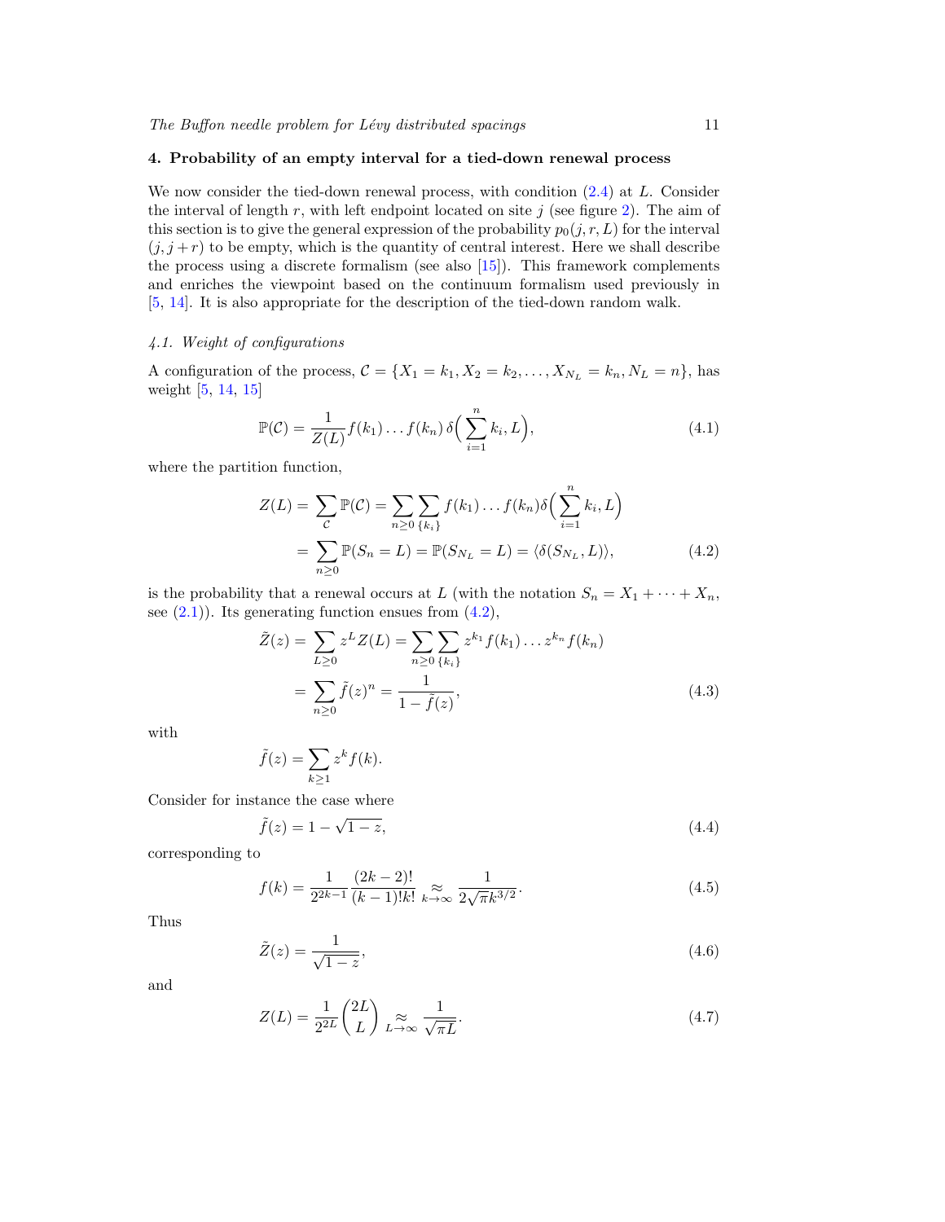## 4. Probability of an empty interval for a tied-down renewal process

We now consider the tied-down renewal process, with condition (2.4) at $L$. Consider the interval of length $r$, with left endpoint located on site $j$ (see figure 2). The aim of this section is to give the general expression of the probability $p_0(j,r,L)$ for the interval $(j, j+r)$ to be empty, which is the quantity of central interest. Here we shall describe the process using a discrete formalism (see also [15]). This framework complements and enriches the viewpoint based on the continuum formalism used previously in [5, 14]. It is also appropriate for the description of the tied-down random walk.

### 4.1. Weight of configurations

A configuration of the process, $\mathcal{C} = \{X_1 = k_1, X_2 = k_2, \dots, X_{N_L} = k_n, N_L = n\}$, has weight [5, 14, 15]

$$\mathbb{P}(\mathcal{C}) = \frac{1}{Z(L)} f(k_1)\dots f(k_n)\,\delta\Big(\sum_{i=1}^{n} k_i, L\Big), \tag{4.1}$$

where the partition function,

$$\begin{aligned} Z(L) &= \sum_{\mathcal{C}} \mathbb{P}(\mathcal{C}) = \sum_{n\ge 0}\sum_{\{k_i\}} f(k_1)\dots f(k_n)\delta\Big(\sum_{i=1}^{n} k_i, L\Big) \\ &= \sum_{n\ge 0} \mathbb{P}(S_n = L) = \mathbb{P}(S_{N_L} = L) = \langle \delta(S_{N_L}, L)\rangle, \end{aligned} \tag{4.2}$$

is the probability that a renewal occurs at $L$ (with the notation $S_n = X_1 + \cdots + X_n$, see (2.1)). Its generating function ensues from (4.2),

$$\begin{aligned} \tilde{Z}(z) &= \sum_{L\ge 0} z^L Z(L) = \sum_{n\ge 0}\sum_{\{k_i\}} z^{k_1} f(k_1)\dots z^{k_n} f(k_n) \\ &= \sum_{n\ge 0} \tilde{f}(z)^n = \frac{1}{1-\tilde{f}(z)}, \end{aligned} \tag{4.3}$$

with

$$\tilde{f}(z) = \sum_{k\ge 1} z^k f(k).$$

Consider for instance the case where

$$\tilde{f}(z) = 1 - \sqrt{1-z}, \tag{4.4}$$

corresponding to

$$f(k) = \frac{1}{2^{2k-1}}\frac{(2k-2)!}{(k-1)!k!} \underset{k\to\infty}{\approx} \frac{1}{2\sqrt{\pi}k^{3/2}}. \tag{4.5}$$

Thus

$$\tilde{Z}(z) = \frac{1}{\sqrt{1-z}}, \tag{4.6}$$

and

$$Z(L) = \frac{1}{2^{2L}}\binom{2L}{L} \underset{L\to\infty}{\approx} \frac{1}{\sqrt{\pi L}}. \tag{4.7}$$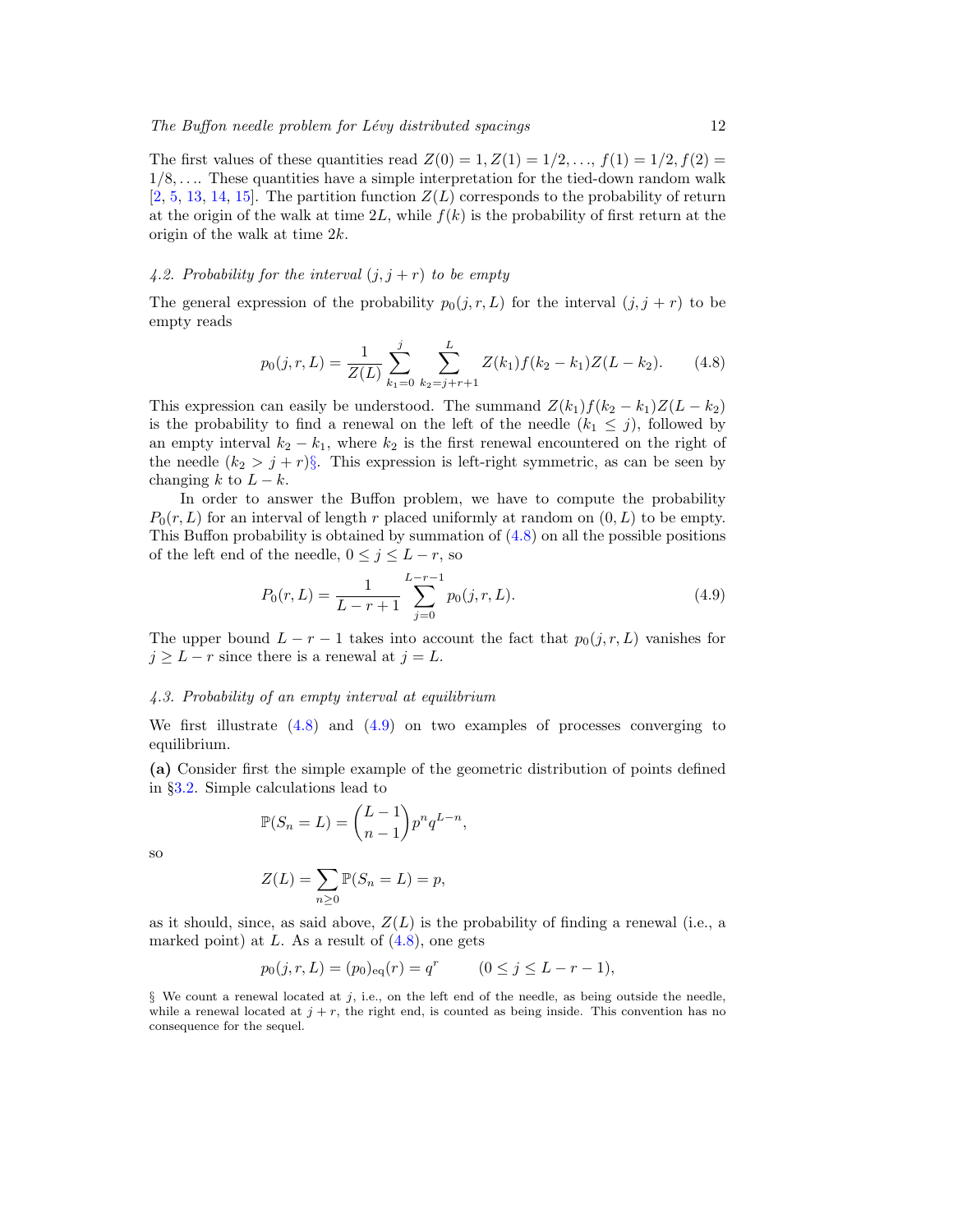The first values of these quantities read $Z(0) = 1, Z(1) = 1/2, \ldots, f(1) = 1/2, f(2) = 1/8, \ldots$. These quantities have a simple interpretation for the tied-down random walk [2, 5, 13, 14, 15]. The partition function $Z(L)$ corresponds to the probability of return at the origin of the walk at time $2L$, while $f(k)$ is the probability of first return at the origin of the walk at time $2k$.

### *4.2. Probability for the interval $(j, j + r)$ to be empty*

The general expression of the probability $p_0(j, r, L)$ for the interval $(j, j + r)$ to be empty reads

$$p_0(j, r, L) = \frac{1}{Z(L)} \sum_{k_1=0}^{j} \sum_{k_2=j+r+1}^{L} Z(k_1) f(k_2 - k_1) Z(L - k_2). \qquad (4.8)$$

This expression can easily be understood. The summand $Z(k_1) f(k_2 - k_1) Z(L - k_2)$ is the probability to find a renewal on the left of the needle ($k_1 \le j$), followed by an empty interval $k_2 - k_1$, where $k_2$ is the first renewal encountered on the right of the needle ($k_2 > j + r$)§. This expression is left-right symmetric, as can be seen by changing $k$ to $L - k$.

In order to answer the Buffon problem, we have to compute the probability $P_0(r, L)$ for an interval of length $r$ placed uniformly at random on $(0, L)$ to be empty. This Buffon probability is obtained by summation of (4.8) on all the possible positions of the left end of the needle, $0 \le j \le L - r$, so

$$P_0(r, L) = \frac{1}{L - r + 1} \sum_{j=0}^{L-r-1} p_0(j, r, L). \qquad (4.9)$$

The upper bound $L - r - 1$ takes into account the fact that $p_0(j, r, L)$ vanishes for $j \ge L - r$ since there is a renewal at $j = L$.

### *4.3. Probability of an empty interval at equilibrium*

We first illustrate (4.8) and (4.9) on two examples of processes converging to equilibrium.

**(a)** Consider first the simple example of the geometric distribution of points defined in §3.2. Simple calculations lead to

$$\mathbb{P}(S_n = L) = \binom{L-1}{n-1} p^n q^{L-n},$$

so

$$Z(L) = \sum_{n \ge 0} \mathbb{P}(S_n = L) = p,$$

as it should, since, as said above, $Z(L)$ is the probability of finding a renewal (i.e., a marked point) at $L$. As a result of (4.8), one gets

$$p_0(j, r, L) = (p_0)_{\rm eq}(r) = q^r \qquad (0 \le j \le L - r - 1),$$

§ We count a renewal located at $j$, i.e., on the left end of the needle, as being outside the needle, while a renewal located at $j + r$, the right end, is counted as being inside. This convention has no consequence for the sequel.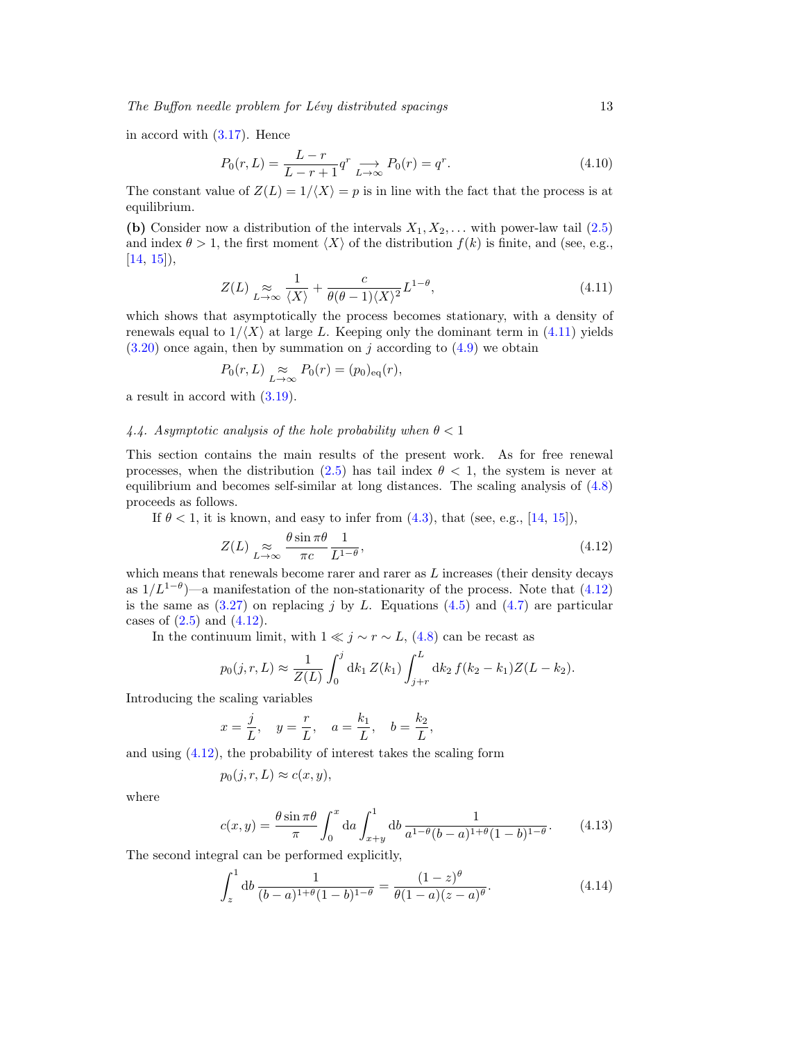in accord with (3.17). Hence

$$P_0(r, L) = \frac{L-r}{L-r+1} q^r \underset{L\to\infty}{\longrightarrow} P_0(r) = q^r. \tag{4.10}$$

The constant value of $Z(L) = 1/\langle X \rangle = p$ is in line with the fact that the process is at equilibrium.

**(b)** Consider now a distribution of the intervals $X_1, X_2, \ldots$ with power-law tail (2.5) and index $\theta > 1$, the first moment $\langle X \rangle$ of the distribution $f(k)$ is finite, and (see, e.g., [14, 15]),

$$Z(L) \underset{L\to\infty}{\approx} \frac{1}{\langle X \rangle} + \frac{c}{\theta(\theta-1)\langle X \rangle^2} L^{1-\theta}, \tag{4.11}$$

which shows that asymptotically the process becomes stationary, with a density of renewals equal to $1/\langle X \rangle$ at large $L$. Keeping only the dominant term in (4.11) yields (3.20) once again, then by summation on $j$ according to (4.9) we obtain

$$P_0(r, L) \underset{L\to\infty}{\approx} P_0(r) = (p_0)_{\rm eq}(r),$$

a result in accord with (3.19).

### *4.4. Asymptotic analysis of the hole probability when $\theta < 1$*

This section contains the main results of the present work. As for free renewal processes, when the distribution (2.5) has tail index $\theta < 1$, the system is never at equilibrium and becomes self-similar at long distances. The scaling analysis of (4.8) proceeds as follows.

If $\theta < 1$, it is known, and easy to infer from (4.3), that (see, e.g., [14, 15]),

$$Z(L) \underset{L\to\infty}{\approx} \frac{\theta \sin \pi\theta}{\pi c} \frac{1}{L^{1-\theta}}, \tag{4.12}$$

which means that renewals become rarer and rarer as $L$ increases (their density decays as $1/L^{1-\theta}$)—a manifestation of the non-stationarity of the process. Note that (4.12) is the same as (3.27) on replacing $j$ by $L$. Equations (4.5) and (4.7) are particular cases of (2.5) and (4.12).

In the continuum limit, with $1 \ll j \sim r \sim L$, (4.8) can be recast as

$$p_0(j, r, L) \approx \frac{1}{Z(L)} \int_0^j \mathrm{d}k_1\, Z(k_1) \int_{j+r}^L \mathrm{d}k_2\, f(k_2 - k_1) Z(L - k_2).$$

Introducing the scaling variables

$$x = \frac{j}{L}, \quad y = \frac{r}{L}, \quad a = \frac{k_1}{L}, \quad b = \frac{k_2}{L},$$

and using (4.12), the probability of interest takes the scaling form

$$p_0(j, r, L) \approx c(x, y),$$

where

$$c(x, y) = \frac{\theta \sin \pi\theta}{\pi} \int_0^x \mathrm{d}a \int_{x+y}^1 \mathrm{d}b\, \frac{1}{a^{1-\theta}(b-a)^{1+\theta}(1-b)^{1-\theta}}. \tag{4.13}$$

The second integral can be performed explicitly,

$$\int_z^1 \mathrm{d}b\, \frac{1}{(b-a)^{1+\theta}(1-b)^{1-\theta}} = \frac{(1-z)^\theta}{\theta(1-a)(z-a)^\theta}. \tag{4.14}$$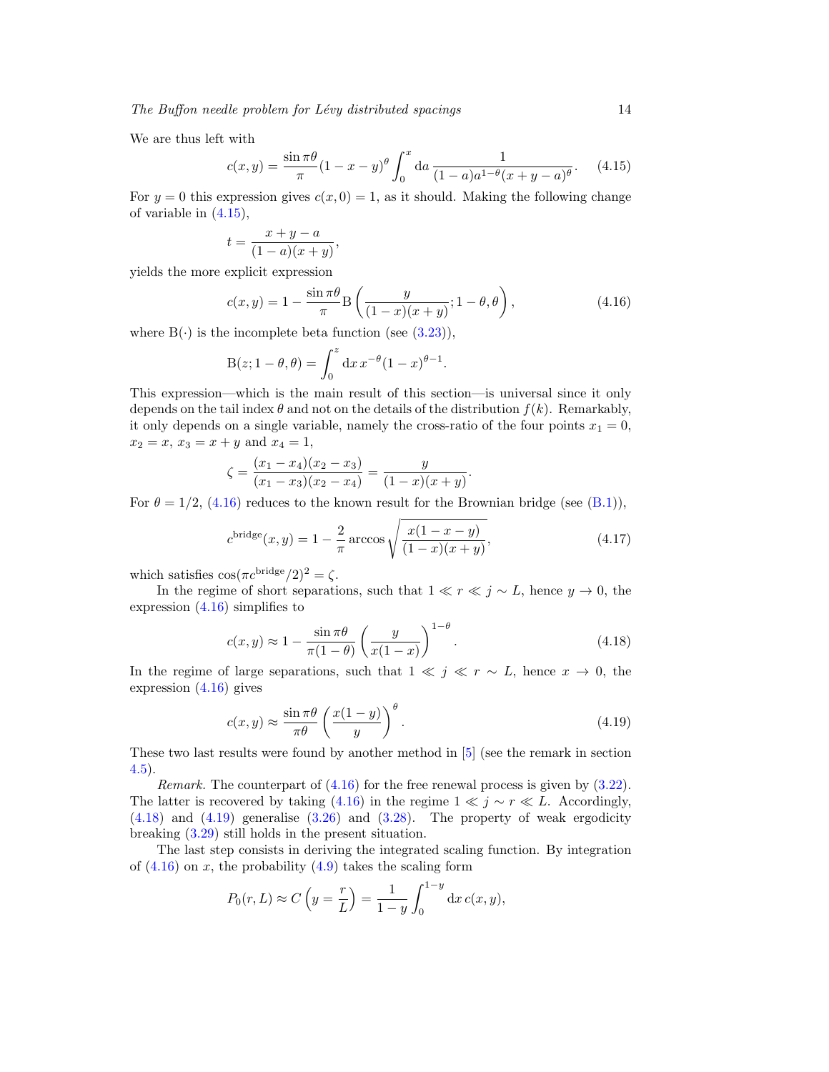We are thus left with

$$c(x,y) = \frac{\sin \pi\theta}{\pi}(1-x-y)^{\theta} \int_0^x \mathrm{d}a \, \frac{1}{(1-a)a^{1-\theta}(x+y-a)^{\theta}}. \tag{4.15}$$

For $y = 0$ this expression gives $c(x, 0) = 1$, as it should. Making the following change of variable in (4.15),

$$t = \frac{x+y-a}{(1-a)(x+y)},$$

yields the more explicit expression

$$c(x,y) = 1 - \frac{\sin \pi\theta}{\pi} \mathrm{B}\left(\frac{y}{(1-x)(x+y)}; 1-\theta, \theta\right), \tag{4.16}$$

where $\mathrm{B}(\cdot)$ is the incomplete beta function (see (3.23)),

$$\mathrm{B}(z; 1-\theta, \theta) = \int_0^z \mathrm{d}x \, x^{-\theta}(1-x)^{\theta-1}.$$

This expression—which is the main result of this section—is universal since it only depends on the tail index $\theta$ and not on the details of the distribution $f(k)$. Remarkably, it only depends on a single variable, namely the cross-ratio of the four points $x_1 = 0$, $x_2 = x$, $x_3 = x + y$ and $x_4 = 1$,

$$\zeta = \frac{(x_1 - x_4)(x_2 - x_3)}{(x_1 - x_3)(x_2 - x_4)} = \frac{y}{(1-x)(x+y)}.$$

For $\theta = 1/2$, (4.16) reduces to the known result for the Brownian bridge (see (B.1)),

$$c^{\mathrm{bridge}}(x,y) = 1 - \frac{2}{\pi} \arccos \sqrt{\frac{x(1-x-y)}{(1-x)(x+y)}}, \tag{4.17}$$

which satisfies $\cos(\pi c^{\mathrm{bridge}}/2)^2 = \zeta$.

In the regime of short separations, such that $1 \ll r \ll j \sim L$, hence $y \to 0$, the expression (4.16) simplifies to

$$c(x,y) \approx 1 - \frac{\sin \pi\theta}{\pi(1-\theta)} \left(\frac{y}{x(1-x)}\right)^{1-\theta}. \tag{4.18}$$

In the regime of large separations, such that $1 \ll j \ll r \sim L$, hence $x \to 0$, the expression (4.16) gives

$$c(x,y) \approx \frac{\sin \pi\theta}{\pi\theta} \left(\frac{x(1-y)}{y}\right)^{\theta}. \tag{4.19}$$

These two last results were found by another method in [5] (see the remark in section 4.5).

*Remark.* The counterpart of (4.16) for the free renewal process is given by (3.22). The latter is recovered by taking (4.16) in the regime $1 \ll j \sim r \ll L$. Accordingly, (4.18) and (4.19) generalise (3.26) and (3.28). The property of weak ergodicity breaking (3.29) still holds in the present situation.

The last step consists in deriving the integrated scaling function. By integration of (4.16) on $x$, the probability (4.9) takes the scaling form

$$P_0(r, L) \approx C\left(y = \frac{r}{L}\right) = \frac{1}{1-y} \int_0^{1-y} \mathrm{d}x \, c(x,y),$$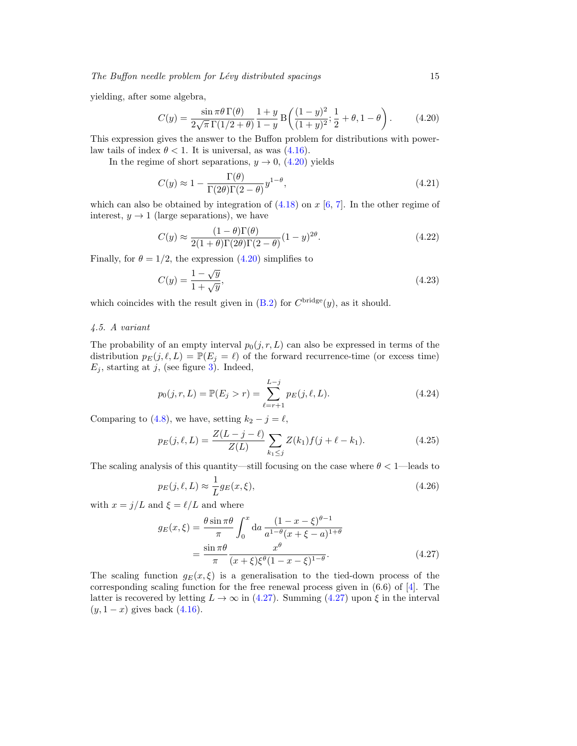yielding, after some algebra,

$$C(y) = \frac{\sin \pi\theta \, \Gamma(\theta)}{2\sqrt{\pi}\,\Gamma(1/2+\theta)} \frac{1+y}{1-y} \, \mathrm{B}\left(\frac{(1-y)^2}{(1+y)^2}; \frac{1}{2}+\theta, 1-\theta\right). \tag{4.20}$$

This expression gives the answer to the Buffon problem for distributions with power-law tails of index $\theta < 1$. It is universal, as was (4.16).

In the regime of short separations, $y \to 0$, (4.20) yields

$$C(y) \approx 1 - \frac{\Gamma(\theta)}{\Gamma(2\theta)\Gamma(2-\theta)} y^{1-\theta}, \tag{4.21}$$

which can also be obtained by integration of (4.18) on $x$ [6, 7]. In the other regime of interest, $y \to 1$ (large separations), we have

$$C(y) \approx \frac{(1-\theta)\Gamma(\theta)}{2(1+\theta)\Gamma(2\theta)\Gamma(2-\theta)} (1-y)^{2\theta}. \tag{4.22}$$

Finally, for $\theta = 1/2$, the expression (4.20) simplifies to

$$C(y) = \frac{1-\sqrt{y}}{1+\sqrt{y}}, \tag{4.23}$$

which coincides with the result given in (B.2) for $C^{\mathrm{bridge}}(y)$, as it should.

### *4.5. A variant*

The probability of an empty interval $p_0(j, r, L)$ can also be expressed in terms of the distribution $p_E(j, \ell, L) = \mathbb{P}(E_j = \ell)$ of the forward recurrence-time (or excess time) $E_j$, starting at $j$, (see figure 3). Indeed,

$$p_0(j, r, L) = \mathbb{P}(E_j > r) = \sum_{\ell=r+1}^{L-j} p_E(j, \ell, L). \tag{4.24}$$

Comparing to (4.8), we have, setting $k_2 - j = \ell$,

$$p_E(j, \ell, L) = \frac{Z(L-j-\ell)}{Z(L)} \sum_{k_1 \le j} Z(k_1) f(j+\ell-k_1). \tag{4.25}$$

The scaling analysis of this quantity—still focusing on the case where $\theta < 1$—leads to

$$p_E(j, \ell, L) \approx \frac{1}{L} g_E(x, \xi), \tag{4.26}$$

with $x = j/L$ and $\xi = \ell/L$ and where

$$\begin{aligned} g_E(x, \xi) &= \frac{\theta \sin \pi\theta}{\pi} \int_0^x \mathrm{d}a \, \frac{(1-x-\xi)^{\theta-1}}{a^{1-\theta}(x+\xi-a)^{1+\theta}} \\ &= \frac{\sin \pi\theta}{\pi} \frac{x^\theta}{(x+\xi)\xi^\theta(1-x-\xi)^{1-\theta}}. \end{aligned} \tag{4.27}$$

The scaling function $g_E(x, \xi)$ is a generalisation to the tied-down process of the corresponding scaling function for the free renewal process given in (6.6) of [4]. The latter is recovered by letting $L \to \infty$ in (4.27). Summing (4.27) upon $\xi$ in the interval $(y, 1-x)$ gives back (4.16).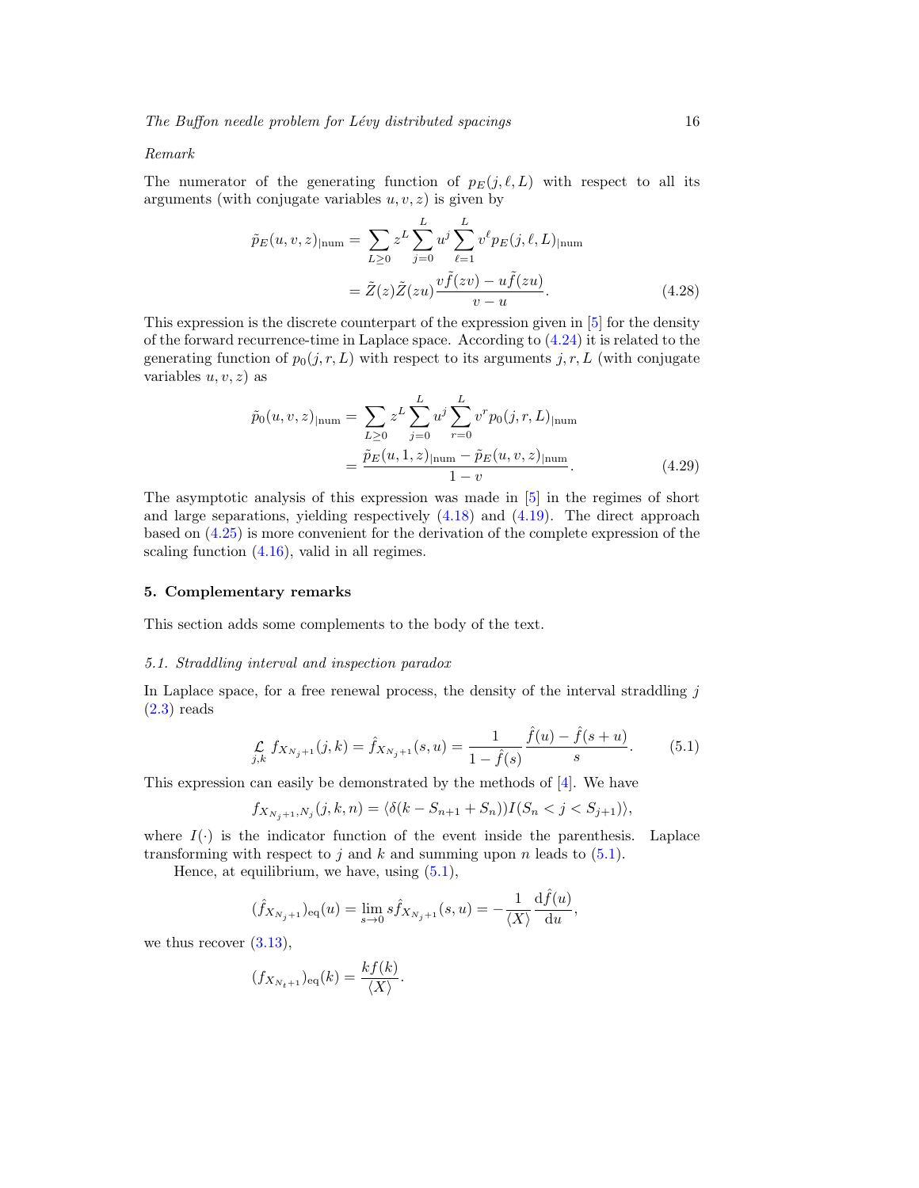*Remark*

The numerator of the generating function of $p_E(j,\ell,L)$ with respect to all its arguments (with conjugate variables $u,v,z$) is given by

$$
\begin{aligned}
\tilde{p}_E(u,v,z)_{|\mathrm{num}} &= \sum_{L\ge 0} z^L \sum_{j=0}^{L} u^j \sum_{\ell=1}^{L} v^\ell p_E(j,\ell,L)_{|\mathrm{num}} \\
&= \tilde{Z}(z)\tilde{Z}(zu)\frac{v\tilde{f}(zv)-u\tilde{f}(zu)}{v-u}.
\end{aligned}
\tag{4.28}
$$

This expression is the discrete counterpart of the expression given in [5] for the density of the forward recurrence-time in Laplace space. According to (4.24) it is related to the generating function of $p_0(j,r,L)$ with respect to its arguments $j,r,L$ (with conjugate variables $u,v,z$) as

$$
\begin{aligned}
\tilde{p}_0(u,v,z)_{|\mathrm{num}} &= \sum_{L\ge 0} z^L \sum_{j=0}^{L} u^j \sum_{r=0}^{L} v^r p_0(j,r,L)_{|\mathrm{num}} \\
&= \frac{\tilde{p}_E(u,1,z)_{|\mathrm{num}} - \tilde{p}_E(u,v,z)_{|\mathrm{num}}}{1-v}.
\end{aligned}
\tag{4.29}
$$

The asymptotic analysis of this expression was made in [5] in the regimes of short and large separations, yielding respectively (4.18) and (4.19). The direct approach based on (4.25) is more convenient for the derivation of the complete expression of the scaling function (4.16), valid in all regimes.

## 5. Complementary remarks

This section adds some complements to the body of the text.

### 5.1. Straddling interval and inspection paradox

In Laplace space, for a free renewal process, the density of the interval straddling $j$ (2.3) reads

$$
\underset{j,k}{\mathcal{L}}\, f_{X_{N_j+1}}(j,k) = \hat{f}_{X_{N_j+1}}(s,u) = \frac{1}{1-\hat{f}(s)}\frac{\hat{f}(u)-\hat{f}(s+u)}{s}.
\tag{5.1}
$$

This expression can easily be demonstrated by the methods of [4]. We have

$$
f_{X_{N_j+1},N_j}(j,k,n) = \langle \delta(k - S_{n+1} + S_n)) I(S_n < j < S_{j+1})\rangle,
$$

where $I(\cdot)$ is the indicator function of the event inside the parenthesis. Laplace transforming with respect to $j$ and $k$ and summing upon $n$ leads to (5.1).

Hence, at equilibrium, we have, using (5.1),

$$
(\hat{f}_{X_{N_j+1}})_{\mathrm{eq}}(u) = \lim_{s\to 0} s\hat{f}_{X_{N_j+1}}(s,u) = -\frac{1}{\langle X\rangle}\frac{\mathrm{d}\hat{f}(u)}{\mathrm{d}u},
$$

we thus recover (3.13),

$$
(f_{X_{N_t+1}})_{\mathrm{eq}}(k) = \frac{kf(k)}{\langle X\rangle}.
$$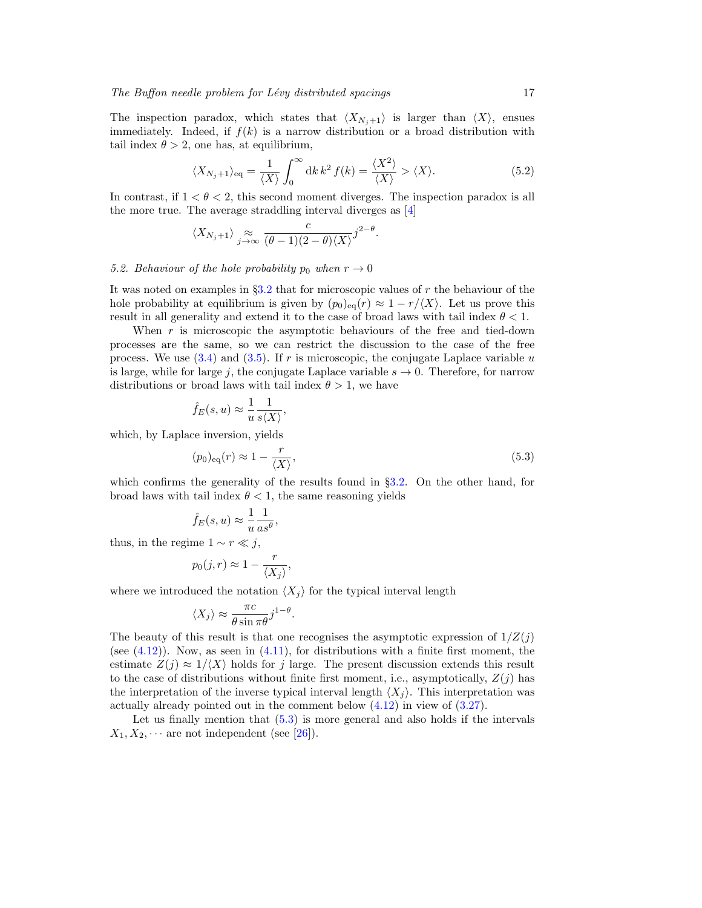The inspection paradox, which states that $\langle X_{N_j+1}\rangle$ is larger than $\langle X\rangle$, ensues immediately. Indeed, if $f(k)$ is a narrow distribution or a broad distribution with tail index $\theta > 2$, one has, at equilibrium,

$$\langle X_{N_j+1}\rangle_{\rm eq} = \frac{1}{\langle X\rangle}\int_0^\infty {\rm d}k\, k^2\, f(k) = \frac{\langle X^2\rangle}{\langle X\rangle} > \langle X\rangle. \tag{5.2}$$

In contrast, if $1 < \theta < 2$, this second moment diverges. The inspection paradox is all the more true. The average straddling interval diverges as [4]

$$\langle X_{N_j+1}\rangle \underset{j\to\infty}{\approx} \frac{c}{(\theta-1)(2-\theta)\langle X\rangle} j^{2-\theta}.$$

### *5.2. Behaviour of the hole probability $p_0$ when $r \to 0$*

It was noted on examples in §3.2 that for microscopic values of $r$ the behaviour of the hole probability at equilibrium is given by $(p_0)_{\rm eq}(r) \approx 1 - r/\langle X\rangle$. Let us prove this result in all generality and extend it to the case of broad laws with tail index $\theta < 1$.

When $r$ is microscopic the asymptotic behaviours of the free and tied-down processes are the same, so we can restrict the discussion to the case of the free process. We use (3.4) and (3.5). If $r$ is microscopic, the conjugate Laplace variable $u$ is large, while for large $j$, the conjugate Laplace variable $s \to 0$. Therefore, for narrow distributions or broad laws with tail index $\theta > 1$, we have

$$\hat{f}_E(s,u) \approx \frac{1}{u}\frac{1}{s\langle X\rangle},$$

which, by Laplace inversion, yields

$$(p_0)_{\rm eq}(r) \approx 1 - \frac{r}{\langle X\rangle}, \tag{5.3}$$

which confirms the generality of the results found in §3.2. On the other hand, for broad laws with tail index $\theta < 1$, the same reasoning yields

$$\hat{f}_E(s,u) \approx \frac{1}{u}\frac{1}{a s^\theta},$$

thus, in the regime $1 \sim r \ll j$,

$$p_0(j,r) \approx 1 - \frac{r}{\langle X_j\rangle},$$

where we introduced the notation $\langle X_j\rangle$ for the typical interval length

$$\langle X_j\rangle \approx \frac{\pi c}{\theta \sin \pi\theta} j^{1-\theta}.$$

The beauty of this result is that one recognises the asymptotic expression of $1/Z(j)$ (see (4.12)). Now, as seen in (4.11), for distributions with a finite first moment, the estimate $Z(j) \approx 1/\langle X\rangle$ holds for $j$ large. The present discussion extends this result to the case of distributions without finite first moment, i.e., asymptotically, $Z(j)$ has the interpretation of the inverse typical interval length $\langle X_j\rangle$. This interpretation was actually already pointed out in the comment below (4.12) in view of (3.27).

Let us finally mention that (5.3) is more general and also holds if the intervals $X_1, X_2, \cdots$ are not independent (see [26]).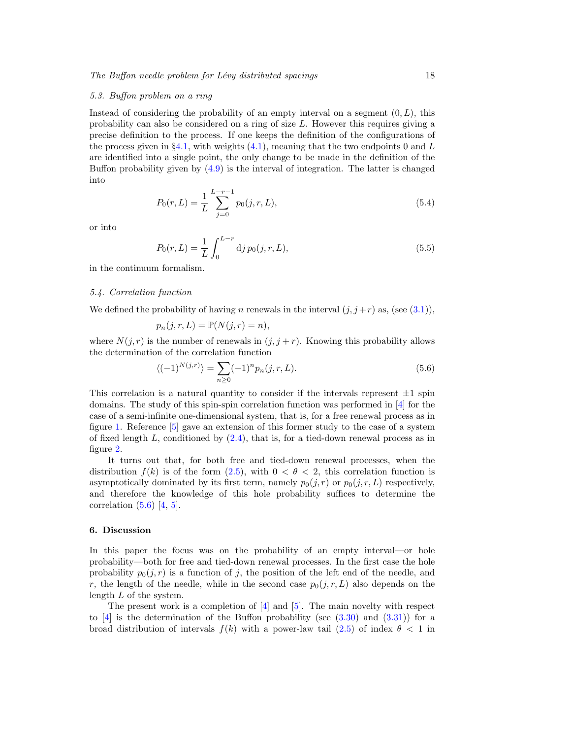### 5.3. Buffon problem on a ring

Instead of considering the probability of an empty interval on a segment $(0, L)$, this probability can also be considered on a ring of size $L$. However this requires giving a precise definition to the process. If one keeps the definition of the configurations of the process given in §4.1, with weights (4.1), meaning that the two endpoints 0 and $L$ are identified into a single point, the only change to be made in the definition of the Buffon probability given by (4.9) is the interval of integration. The latter is changed into

$$P_0(r, L) = \frac{1}{L} \sum_{j=0}^{L-r-1} p_0(j, r, L), \tag{5.4}$$

or into

$$P_0(r, L) = \frac{1}{L} \int_0^{L-r} \mathrm{d}j \, p_0(j, r, L), \tag{5.5}$$

in the continuum formalism.

### 5.4. Correlation function

We defined the probability of having $n$ renewals in the interval $(j, j+r)$ as, (see (3.1)),

$$p_n(j, r, L) = \mathbb{P}(N(j, r) = n),$$

where $N(j, r)$ is the number of renewals in $(j, j+r)$. Knowing this probability allows the determination of the correlation function

$$\langle (-1)^{N(j,r)} \rangle = \sum_{n \geq 0} (-1)^n p_n(j, r, L). \tag{5.6}$$

This correlation is a natural quantity to consider if the intervals represent $\pm 1$ spin domains. The study of this spin-spin correlation function was performed in [4] for the case of a semi-infinite one-dimensional system, that is, for a free renewal process as in figure 1. Reference [5] gave an extension of this former study to the case of a system of fixed length $L$, conditioned by (2.4), that is, for a tied-down renewal process as in figure 2.

It turns out that, for both free and tied-down renewal processes, when the distribution $f(k)$ is of the form (2.5), with $0 < \theta < 2$, this correlation function is asymptotically dominated by its first term, namely $p_0(j, r)$ or $p_0(j, r, L)$ respectively, and therefore the knowledge of this hole probability suffices to determine the correlation (5.6) [4, 5].

## 6. Discussion

In this paper the focus was on the probability of an empty interval—or hole probability—both for free and tied-down renewal processes. In the first case the hole probability $p_0(j, r)$ is a function of $j$, the position of the left end of the needle, and $r$, the length of the needle, while in the second case $p_0(j, r, L)$ also depends on the length $L$ of the system.

The present work is a completion of [4] and [5]. The main novelty with respect to [4] is the determination of the Buffon probability (see (3.30) and (3.31)) for a broad distribution of intervals $f(k)$ with a power-law tail (2.5) of index $\theta < 1$ in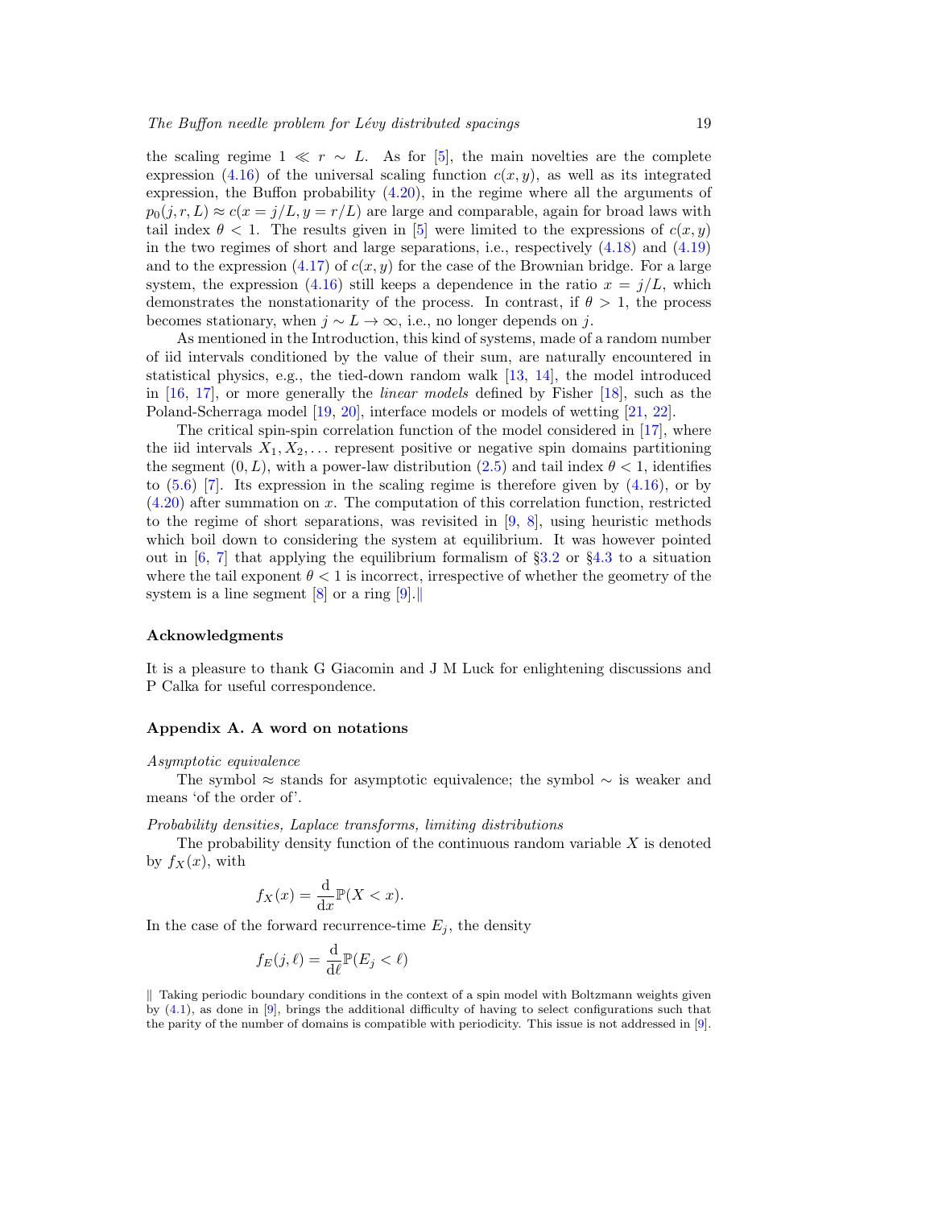the scaling regime $1 \ll r \sim L$. As for [5], the main novelties are the complete expression (4.16) of the universal scaling function $c(x, y)$, as well as its integrated expression, the Buffon probability (4.20), in the regime where all the arguments of $p_0(j, r, L) \approx c(x = j/L, y = r/L)$ are large and comparable, again for broad laws with tail index $\theta < 1$. The results given in [5] were limited to the expressions of $c(x, y)$ in the two regimes of short and large separations, i.e., respectively (4.18) and (4.19) and to the expression (4.17) of $c(x, y)$ for the case of the Brownian bridge. For a large system, the expression (4.16) still keeps a dependence in the ratio $x = j/L$, which demonstrates the nonstationarity of the process. In contrast, if $\theta > 1$, the process becomes stationary, when $j \sim L \to \infty$, i.e., no longer depends on $j$.

As mentioned in the Introduction, this kind of systems, made of a random number of iid intervals conditioned by the value of their sum, are naturally encountered in statistical physics, e.g., the tied-down random walk [13, 14], the model introduced in [16, 17], or more generally the *linear models* defined by Fisher [18], such as the Poland-Scherraga model [19, 20], interface models or models of wetting [21, 22].

The critical spin-spin correlation function of the model considered in [17], where the iid intervals $X_1, X_2, \dots$ represent positive or negative spin domains partitioning the segment $(0, L)$, with a power-law distribution (2.5) and tail index $\theta < 1$, identifies to (5.6) [7]. Its expression in the scaling regime is therefore given by (4.16), or by (4.20) after summation on $x$. The computation of this correlation function, restricted to the regime of short separations, was revisited in [9, 8], using heuristic methods which boil down to considering the system at equilibrium. It was however pointed out in [6, 7] that applying the equilibrium formalism of §3.2 or §4.3 to a situation where the tail exponent $\theta < 1$ is incorrect, irrespective of whether the geometry of the system is a line segment [8] or a ring [9].‖

## Acknowledgments

It is a pleasure to thank G Giacomin and J M Luck for enlightening discussions and P Calka for useful correspondence.

## Appendix A. A word on notations

*Asymptotic equivalence*

The symbol $\approx$ stands for asymptotic equivalence; the symbol $\sim$ is weaker and means 'of the order of'.

*Probability densities, Laplace transforms, limiting distributions*

The probability density function of the continuous random variable $X$ is denoted by $f_X(x)$, with

$$f_X(x) = \frac{\mathrm{d}}{\mathrm{d}x}\mathbb{P}(X < x).$$

In the case of the forward recurrence-time $E_j$, the density

$$f_E(j, \ell) = \frac{\mathrm{d}}{\mathrm{d}\ell}\mathbb{P}(E_j < \ell)$$

‖ Taking periodic boundary conditions in the context of a spin model with Boltzmann weights given by (4.1), as done in [9], brings the additional difficulty of having to select configurations such that the parity of the number of domains is compatible with periodicity. This issue is not addressed in [9].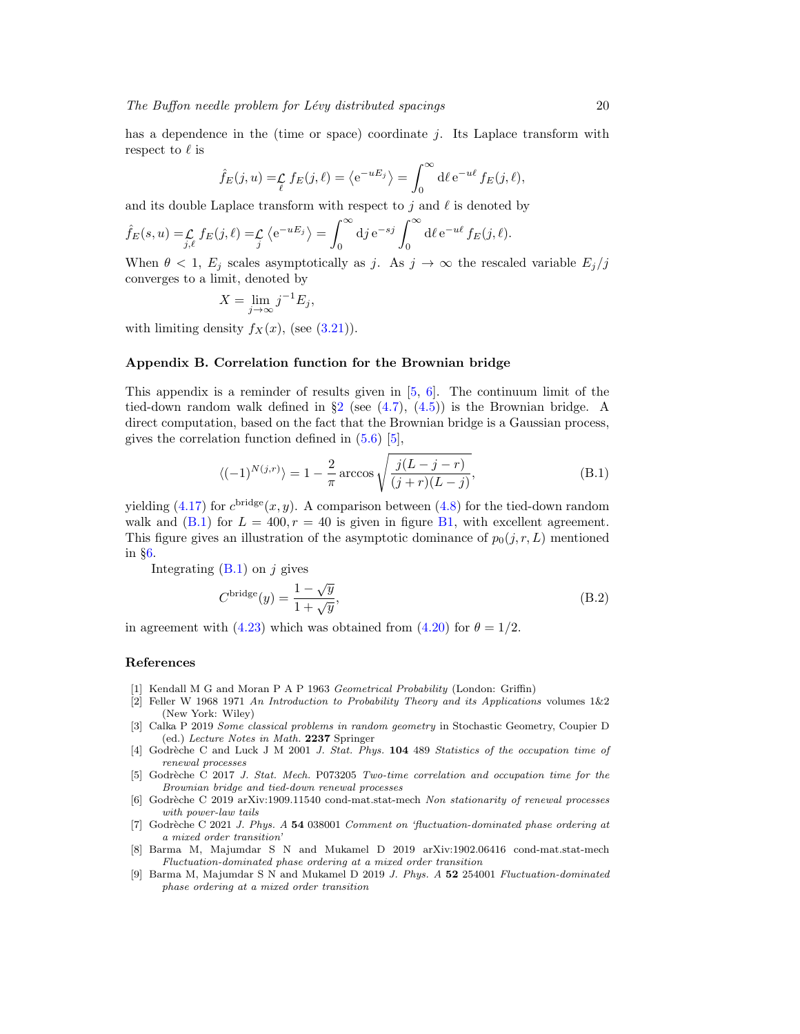has a dependence in the (time or space) coordinate $j$. Its Laplace transform with respect to $\ell$ is

$$\hat{f}_E(j,u) \underset{\ell}{=}_{\mathcal{L}} f_E(j,\ell) = \left\langle \mathrm{e}^{-uE_j} \right\rangle = \int_0^\infty \mathrm{d}\ell\, \mathrm{e}^{-u\ell}\, f_E(j,\ell),$$

and its double Laplace transform with respect to $j$ and $\ell$ is denoted by

$$\hat{f}_E(s,u) \underset{j,\ell}{=}_{\mathcal{L}} f_E(j,\ell) \underset{j}{=}_{\mathcal{L}} \left\langle \mathrm{e}^{-uE_j} \right\rangle = \int_0^\infty \mathrm{d}j\, \mathrm{e}^{-sj} \int_0^\infty \mathrm{d}\ell\, \mathrm{e}^{-u\ell}\, f_E(j,\ell).$$

When $\theta < 1$, $E_j$ scales asymptotically as $j$. As $j \to \infty$ the rescaled variable $E_j/j$ converges to a limit, denoted by

$$X = \lim_{j\to\infty} j^{-1} E_j,$$

with limiting density $f_X(x)$, (see (3.21)).

## Appendix B. Correlation function for the Brownian bridge

This appendix is a reminder of results given in [5, 6]. The continuum limit of the tied-down random walk defined in §2 (see (4.7), (4.5)) is the Brownian bridge. A direct computation, based on the fact that the Brownian bridge is a Gaussian process, gives the correlation function defined in (5.6) [5],

$$\langle (-1)^{N(j,r)} \rangle = 1 - \frac{2}{\pi} \arccos \sqrt{\frac{j(L-j-r)}{(j+r)(L-j)}}, \tag{B.1}$$

yielding (4.17) for $c^{\text{bridge}}(x,y)$. A comparison between (4.8) for the tied-down random walk and (B.1) for $L = 400, r = 40$ is given in figure B1, with excellent agreement. This figure gives an illustration of the asymptotic dominance of $p_0(j,r,L)$ mentioned in §6.

Integrating (B.1) on $j$ gives

$$C^{\text{bridge}}(y) = \frac{1-\sqrt{y}}{1+\sqrt{y}}, \tag{B.2}$$

in agreement with (4.23) which was obtained from (4.20) for $\theta = 1/2$.

## References

[1] Kendall M G and Moran P A P 1963 *Geometrical Probability* (London: Griffin)

[2] Feller W 1968 1971 *An Introduction to Probability Theory and its Applications* volumes 1&2 (New York: Wiley)

[3] Calka P 2019 *Some classical problems in random geometry* in Stochastic Geometry, Coupier D (ed.) *Lecture Notes in Math.* **2237** Springer

[4] Godrèche C and Luck J M 2001 *J. Stat. Phys.* **104** 489 *Statistics of the occupation time of renewal processes*

[5] Godrèche C 2017 *J. Stat. Mech.* P073205 *Two-time correlation and occupation time for the Brownian bridge and tied-down renewal processes*

[6] Godrèche C 2019 arXiv:1909.11540 cond-mat.stat-mech *Non stationarity of renewal processes with power-law tails*

[7] Godrèche C 2021 *J. Phys. A* **54** 038001 *Comment on 'fluctuation-dominated phase ordering at a mixed order transition'*

[8] Barma M, Majumdar S N and Mukamel D 2019 arXiv:1902.06416 cond-mat.stat-mech *Fluctuation-dominated phase ordering at a mixed order transition*

[9] Barma M, Majumdar S N and Mukamel D 2019 *J. Phys. A* **52** 254001 *Fluctuation-dominated phase ordering at a mixed order transition*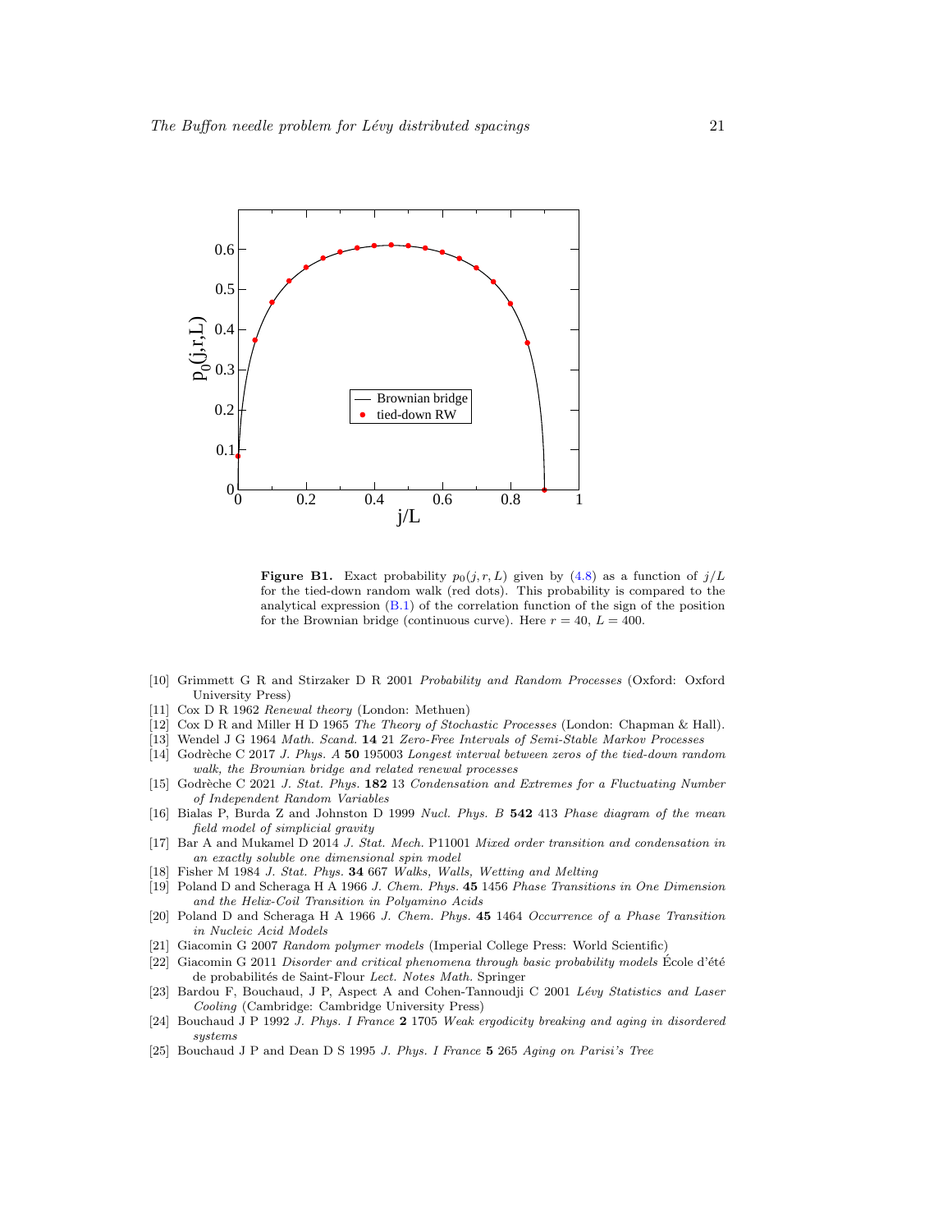**Figure B1.** Exact probability $p_0(j, r, L)$ given by (4.8) as a function of $j/L$ for the tied-down random walk (red dots). This probability is compared to the analytical expression (B.1) of the correlation function of the sign of the position for the Brownian bridge (continuous curve). Here $r = 40$, $L = 400$.

[10] Grimmett G R and Stirzaker D R 2001 *Probability and Random Processes* (Oxford: Oxford University Press)

[11] Cox D R 1962 *Renewal theory* (London: Methuen)

[12] Cox D R and Miller H D 1965 *The Theory of Stochastic Processes* (London: Chapman & Hall).

[13] Wendel J G 1964 *Math. Scand.* **14** 21 *Zero-Free Intervals of Semi-Stable Markov Processes*

[14] Godrèche C 2017 *J. Phys. A* **50** 195003 *Longest interval between zeros of the tied-down random walk, the Brownian bridge and related renewal processes*

[15] Godrèche C 2021 *J. Stat. Phys.* **182** 13 *Condensation and Extremes for a Fluctuating Number of Independent Random Variables*

[16] Bialas P, Burda Z and Johnston D 1999 *Nucl. Phys. B* **542** 413 *Phase diagram of the mean field model of simplicial gravity*

[17] Bar A and Mukamel D 2014 *J. Stat. Mech.* P11001 *Mixed order transition and condensation in an exactly soluble one dimensional spin model*

[18] Fisher M 1984 *J. Stat. Phys.* **34** 667 *Walks, Walls, Wetting and Melting*

[19] Poland D and Scheraga H A 1966 *J. Chem. Phys.* **45** 1456 *Phase Transitions in One Dimension and the Helix-Coil Transition in Polyamino Acids*

[20] Poland D and Scheraga H A 1966 *J. Chem. Phys.* **45** 1464 *Occurrence of a Phase Transition in Nucleic Acid Models*

[21] Giacomin G 2007 *Random polymer models* (Imperial College Press: World Scientific)

[22] Giacomin G 2011 *Disorder and critical phenomena through basic probability models* École d'été de probabilités de Saint-Flour *Lect. Notes Math.* Springer

[23] Bardou F, Bouchaud, J P, Aspect A and Cohen-Tannoudji C 2001 *Lévy Statistics and Laser Cooling* (Cambridge: Cambridge University Press)

[24] Bouchaud J P 1992 *J. Phys. I France* **2** 1705 *Weak ergodicity breaking and aging in disordered systems*

[25] Bouchaud J P and Dean D S 1995 *J. Phys. I France* **5** 265 *Aging on Parisi's Tree*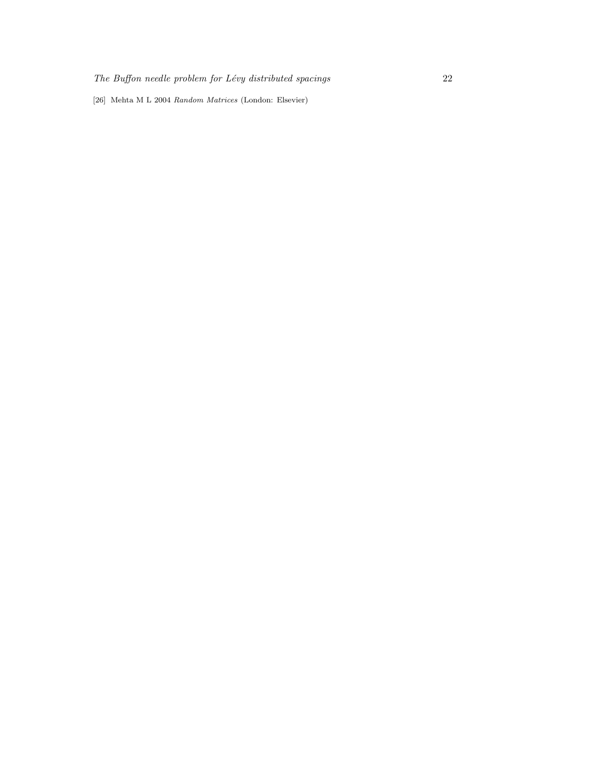[26] Mehta M L 2004 *Random Matrices* (London: Elsevier)